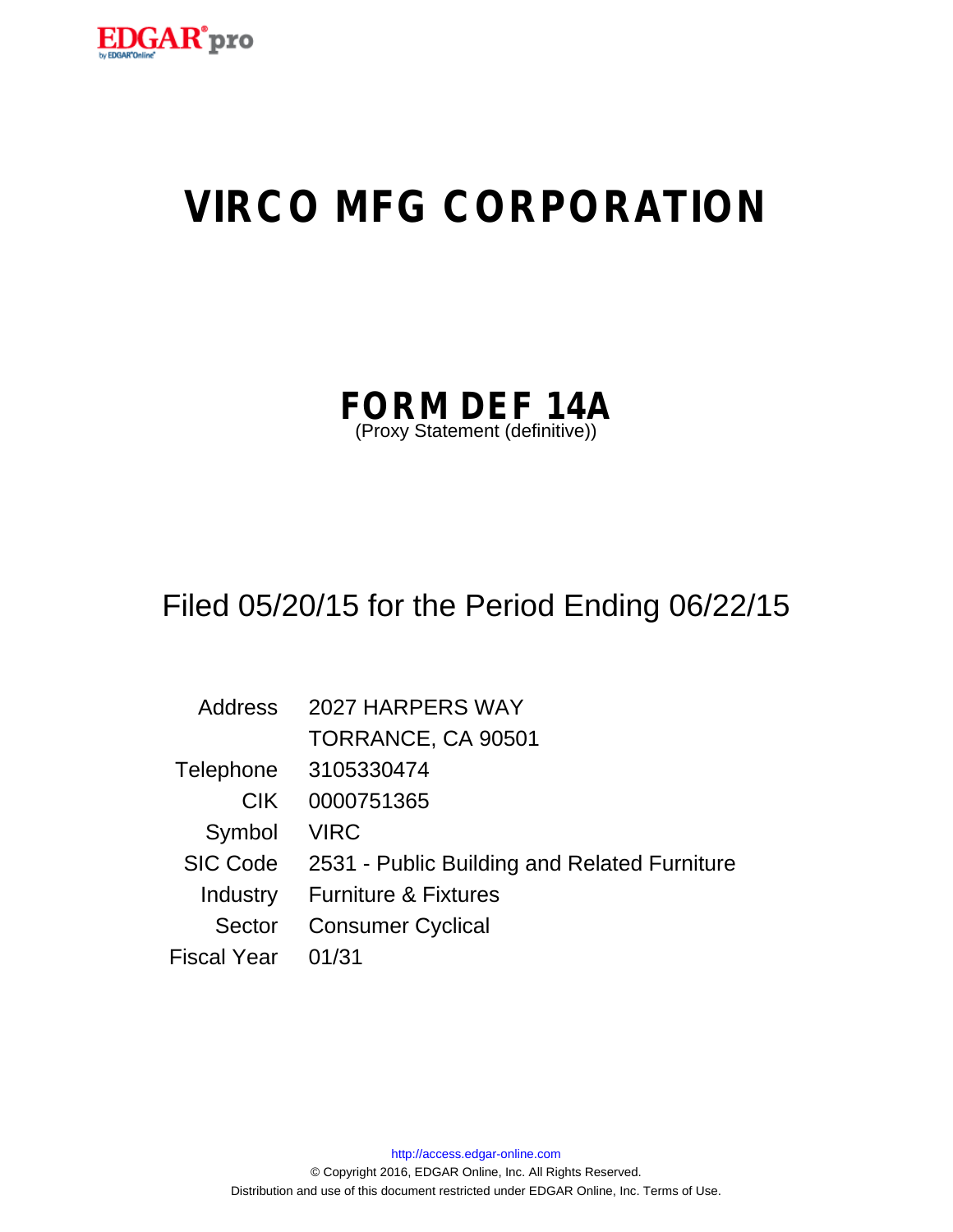# VIRCO MFG CORPORATION

## FORM DEF 14A

(Proxy Statement (definitive))

Filed 05/20/15 for the Period Ending 06/22/15

| | |
|---|---|
| Address | 2027 HARPERS WAY<br>TORRANCE, CA 90501 |
| Telephone | 3105330474 |
| CIK | 0000751365 |
| Symbol | VIRC |
| SIC Code | 2531 - Public Building and Related Furniture |
| Industry | Furniture & Fixtures |
| Sector | Consumer Cyclical |
| Fiscal Year | 01/31 |

http://access.edgar-online.com

© Copyright 2016, EDGAR Online, Inc. All Rights Reserved.

Distribution and use of this document restricted under EDGAR Online, Inc. Terms of Use.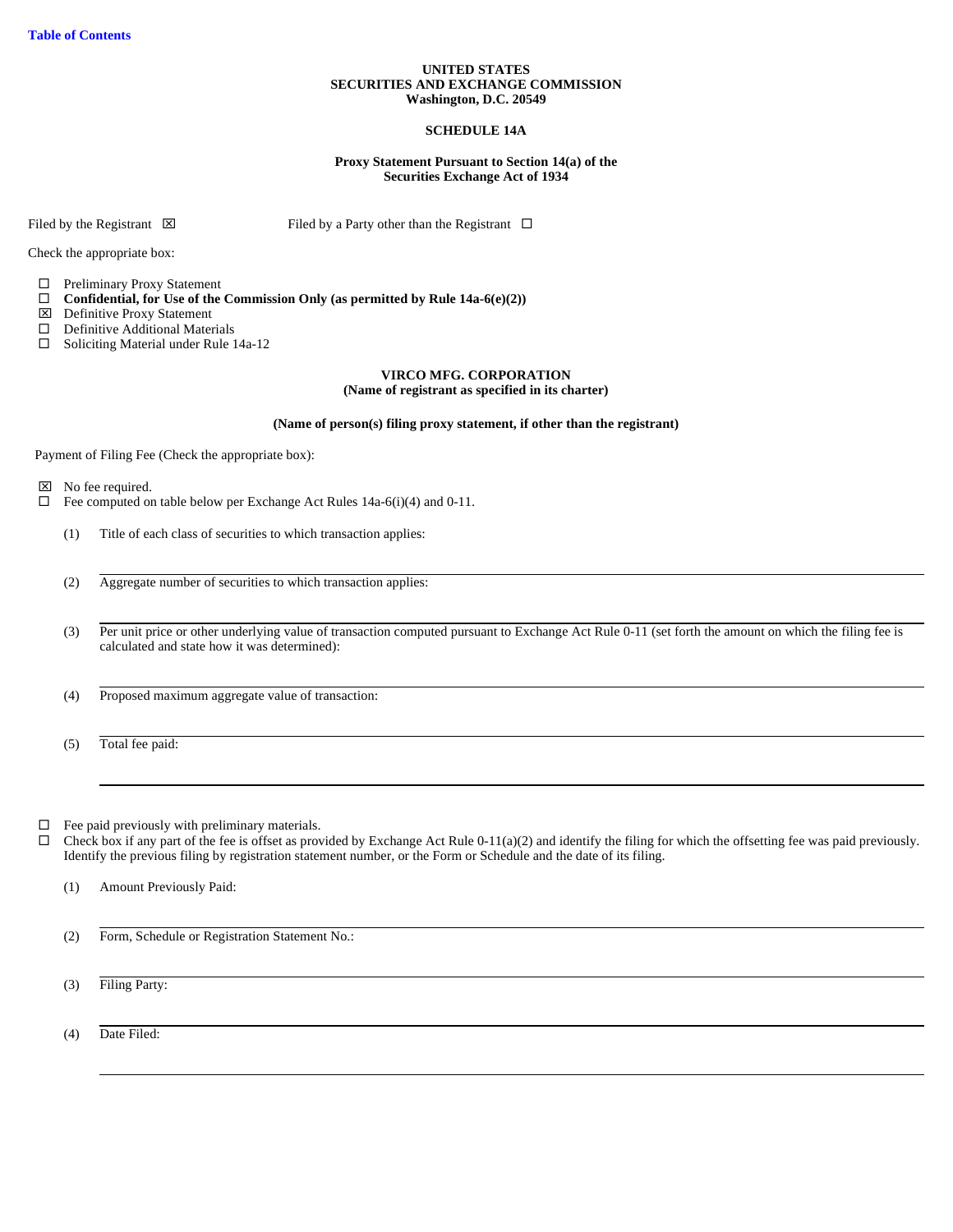Table of Contents

**UNITED STATES**
**SECURITIES AND EXCHANGE COMMISSION**
**Washington, D.C. 20549**

**SCHEDULE 14A**

**Proxy Statement Pursuant to Section 14(a) of the Securities Exchange Act of 1934**

Filed by the Registrant ☒ Filed by a Party other than the Registrant ☐

Check the appropriate box:

☐ Preliminary Proxy Statement
☐ **Confidential, for Use of the Commission Only (as permitted by Rule 14a-6(e)(2))**
☒ Definitive Proxy Statement
☐ Definitive Additional Materials
☐ Soliciting Material under Rule 14a-12

**VIRCO MFG. CORPORATION**
**(Name of registrant as specified in its charter)**

**(Name of person(s) filing proxy statement, if other than the registrant)**

Payment of Filing Fee (Check the appropriate box):

☒ No fee required.
☐ Fee computed on table below per Exchange Act Rules 14a-6(i)(4) and 0-11.

(1) Title of each class of securities to which transaction applies:

(2) Aggregate number of securities to which transaction applies:

(3) Per unit price or other underlying value of transaction computed pursuant to Exchange Act Rule 0-11 (set forth the amount on which the filing fee is calculated and state how it was determined):

(4) Proposed maximum aggregate value of transaction:

(5) Total fee paid:

☐ Fee paid previously with preliminary materials.
☐ Check box if any part of the fee is offset as provided by Exchange Act Rule 0-11(a)(2) and identify the filing for which the offsetting fee was paid previously. Identify the previous filing by registration statement number, or the Form or Schedule and the date of its filing.

(1) Amount Previously Paid:

(2) Form, Schedule or Registration Statement No.:

(3) Filing Party:

(4) Date Filed: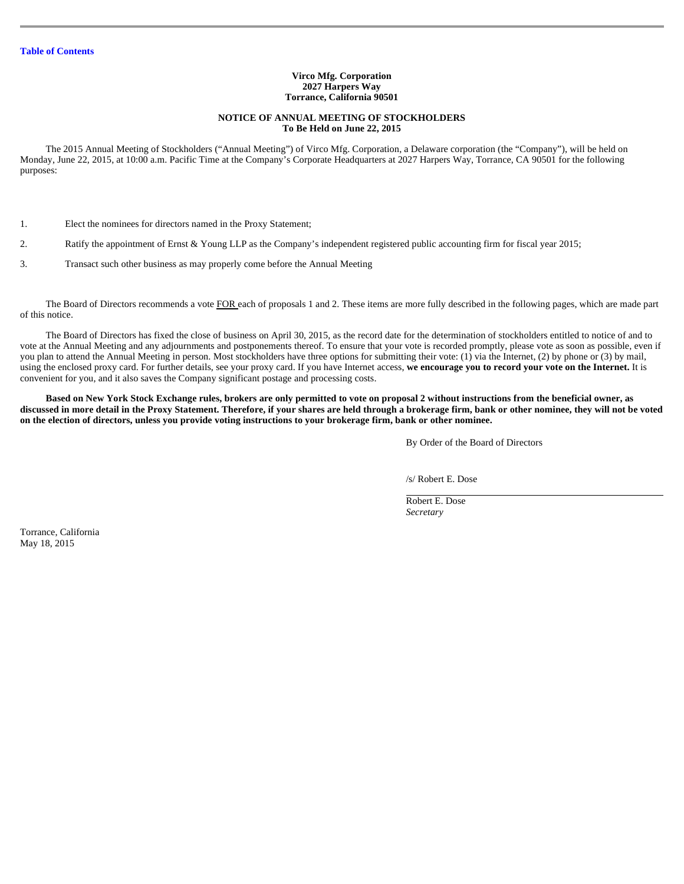**Virco Mfg. Corporation**
**2027 Harpers Way**
**Torrance, California 90501**

**NOTICE OF ANNUAL MEETING OF STOCKHOLDERS**
**To Be Held on June 22, 2015**

The 2015 Annual Meeting of Stockholders (“Annual Meeting”) of Virco Mfg. Corporation, a Delaware corporation (the “Company”), will be held on Monday, June 22, 2015, at 10:00 a.m. Pacific Time at the Company’s Corporate Headquarters at 2027 Harpers Way, Torrance, CA 90501 for the following purposes:

1. Elect the nominees for directors named in the Proxy Statement;
2. Ratify the appointment of Ernst & Young LLP as the Company’s independent registered public accounting firm for fiscal year 2015;
3. Transact such other business as may properly come before the Annual Meeting

The Board of Directors recommends a vote FOR each of proposals 1 and 2. These items are more fully described in the following pages, which are made part of this notice.

The Board of Directors has fixed the close of business on April 30, 2015, as the record date for the determination of stockholders entitled to notice of and to vote at the Annual Meeting and any adjournments and postponements thereof. To ensure that your vote is recorded promptly, please vote as soon as possible, even if you plan to attend the Annual Meeting in person. Most stockholders have three options for submitting their vote: (1) via the Internet, (2) by phone or (3) by mail, using the enclosed proxy card. For further details, see your proxy card. If you have Internet access, **we encourage you to record your vote on the Internet.** It is convenient for you, and it also saves the Company significant postage and processing costs.

**Based on New York Stock Exchange rules, brokers are only permitted to vote on proposal 2 without instructions from the beneficial owner, as discussed in more detail in the Proxy Statement. Therefore, if your shares are held through a brokerage firm, bank or other nominee, they will not be voted on the election of directors, unless you provide voting instructions to your brokerage firm, bank or other nominee.**

By Order of the Board of Directors

/s/ Robert E. Dose

Robert E. Dose
*Secretary*

Torrance, California
May 18, 2015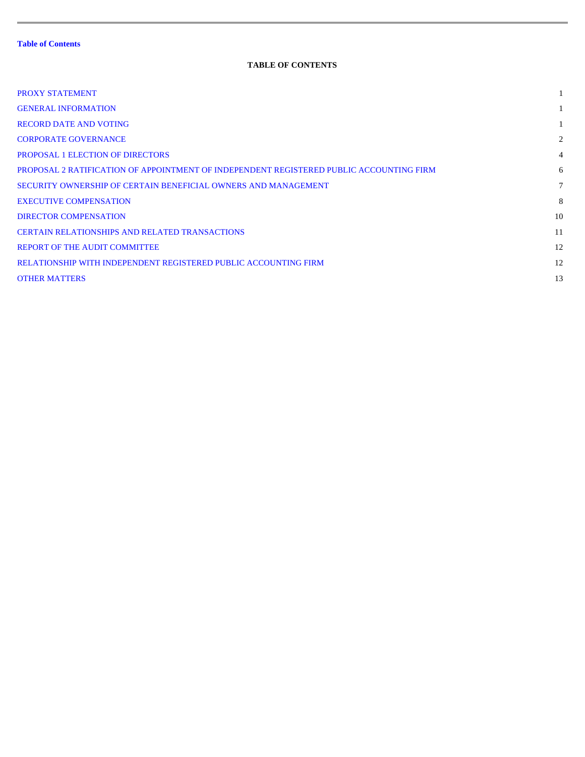Table of Contents

## TABLE OF CONTENTS

| | |
|---|---|
| PROXY STATEMENT | 1 |
| GENERAL INFORMATION | 1 |
| RECORD DATE AND VOTING | 1 |
| CORPORATE GOVERNANCE | 2 |
| PROPOSAL 1 ELECTION OF DIRECTORS | 4 |
| PROPOSAL 2 RATIFICATION OF APPOINTMENT OF INDEPENDENT REGISTERED PUBLIC ACCOUNTING FIRM | 6 |
| SECURITY OWNERSHIP OF CERTAIN BENEFICIAL OWNERS AND MANAGEMENT | 7 |
| EXECUTIVE COMPENSATION | 8 |
| DIRECTOR COMPENSATION | 10 |
| CERTAIN RELATIONSHIPS AND RELATED TRANSACTIONS | 11 |
| REPORT OF THE AUDIT COMMITTEE | 12 |
| RELATIONSHIP WITH INDEPENDENT REGISTERED PUBLIC ACCOUNTING FIRM | 12 |
| OTHER MATTERS | 13 |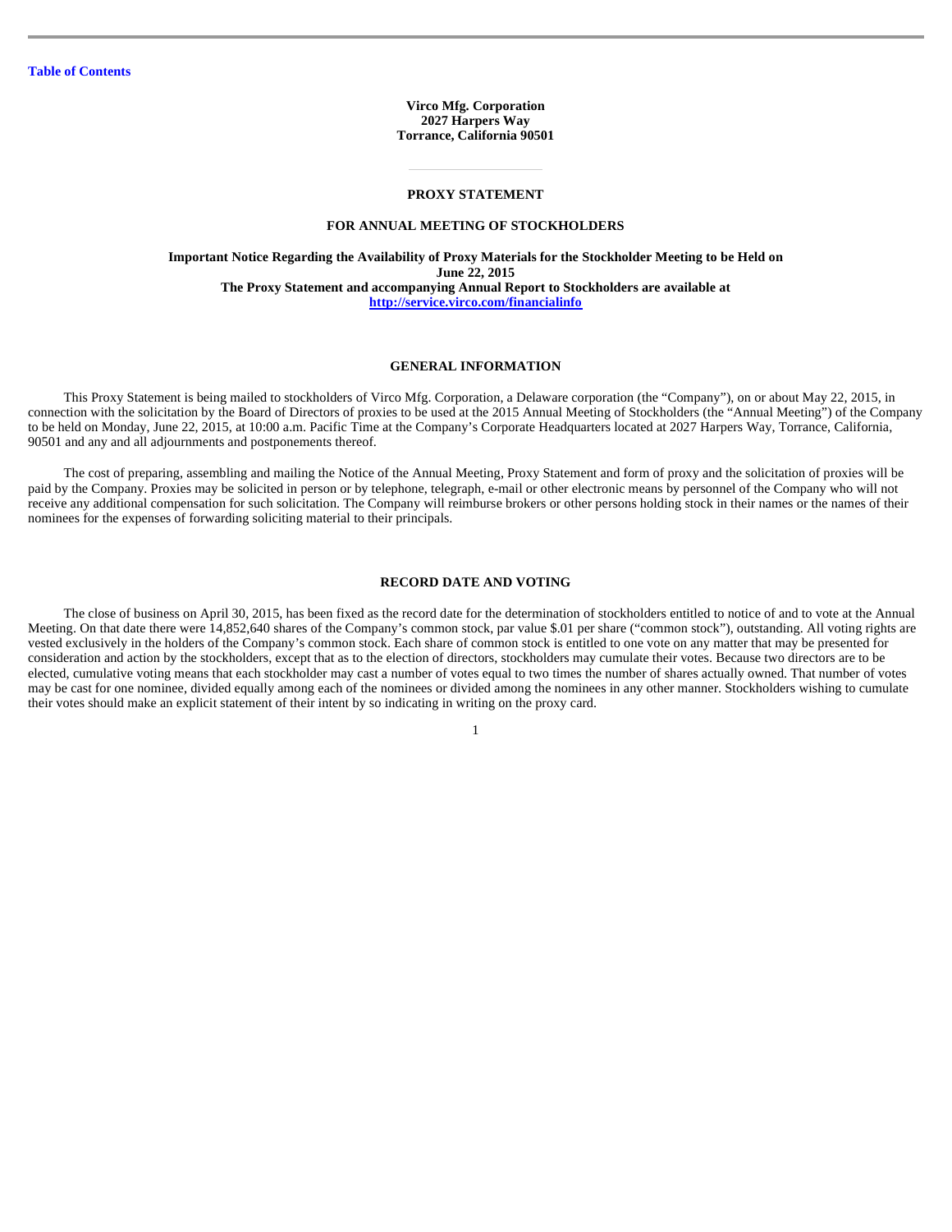Table of Contents

**Virco Mfg. Corporation**
**2027 Harpers Way**
**Torrance, California 90501**

# PROXY STATEMENT

## FOR ANNUAL MEETING OF STOCKHOLDERS

**Important Notice Regarding the Availability of Proxy Materials for the Stockholder Meeting to be Held on June 22, 2015**
**The Proxy Statement and accompanying Annual Report to Stockholders are available at http://service.virco.com/financialinfo**

## GENERAL INFORMATION

This Proxy Statement is being mailed to stockholders of Virco Mfg. Corporation, a Delaware corporation (the "Company"), on or about May 22, 2015, in connection with the solicitation by the Board of Directors of proxies to be used at the 2015 Annual Meeting of Stockholders (the "Annual Meeting") of the Company to be held on Monday, June 22, 2015, at 10:00 a.m. Pacific Time at the Company's Corporate Headquarters located at 2027 Harpers Way, Torrance, California, 90501 and any and all adjournments and postponements thereof.

The cost of preparing, assembling and mailing the Notice of the Annual Meeting, Proxy Statement and form of proxy and the solicitation of proxies will be paid by the Company. Proxies may be solicited in person or by telephone, telegraph, e-mail or other electronic means by personnel of the Company who will not receive any additional compensation for such solicitation. The Company will reimburse brokers or other persons holding stock in their names or the names of their nominees for the expenses of forwarding soliciting material to their principals.

## RECORD DATE AND VOTING

The close of business on April 30, 2015, has been fixed as the record date for the determination of stockholders entitled to notice of and to vote at the Annual Meeting. On that date there were 14,852,640 shares of the Company's common stock, par value $.01 per share ("common stock"), outstanding. All voting rights are vested exclusively in the holders of the Company's common stock. Each share of common stock is entitled to one vote on any matter that may be presented for consideration and action by the stockholders, except that as to the election of directors, stockholders may cumulate their votes. Because two directors are to be elected, cumulative voting means that each stockholder may cast a number of votes equal to two times the number of shares actually owned. That number of votes may be cast for one nominee, divided equally among each of the nominees or divided among the nominees in any other manner. Stockholders wishing to cumulate their votes should make an explicit statement of their intent by so indicating in writing on the proxy card.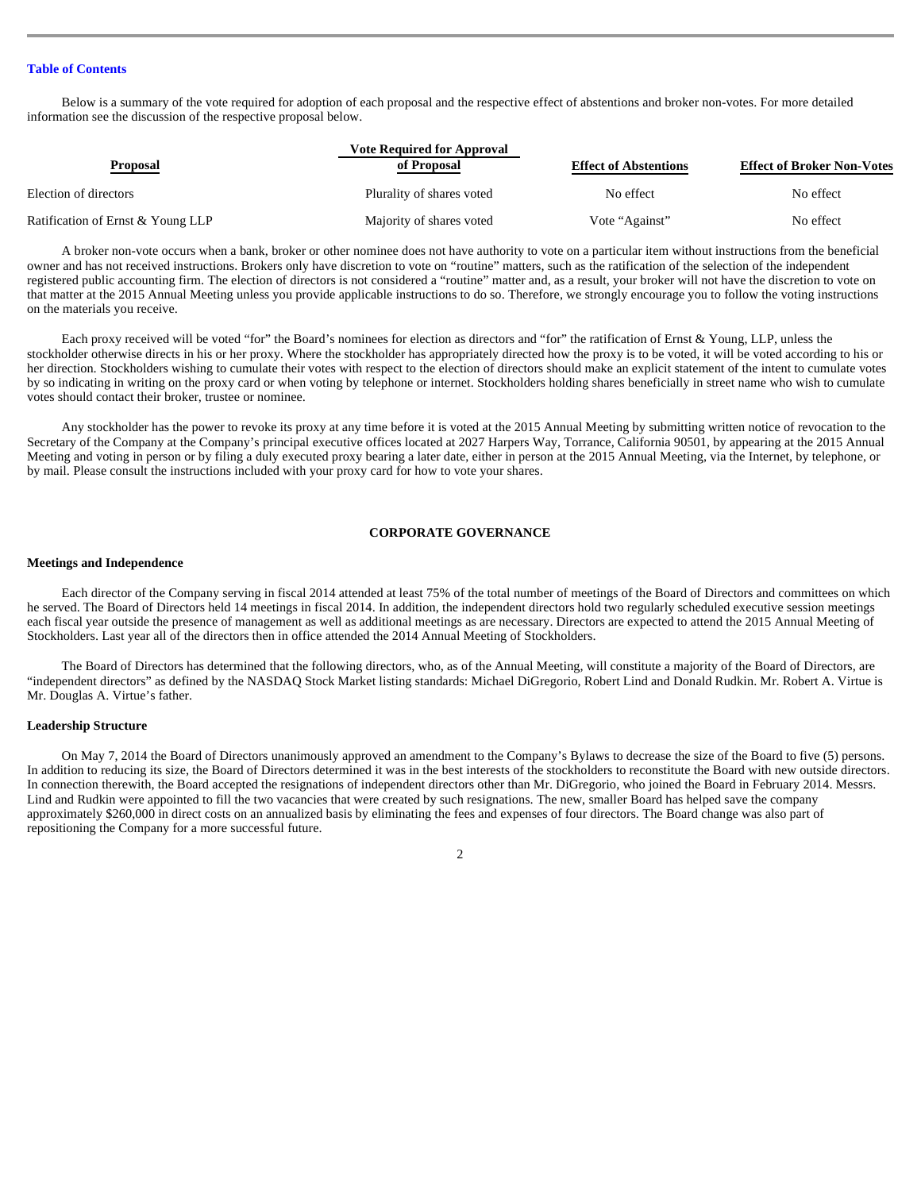Below is a summary of the vote required for adoption of each proposal and the respective effect of abstentions and broker non-votes. For more detailed information see the discussion of the respective proposal below.

| Proposal | Vote Required for Approval of Proposal | Effect of Abstentions | Effect of Broker Non-Votes |
| --- | --- | --- | --- |
| Election of directors | Plurality of shares voted | No effect | No effect |
| Ratification of Ernst & Young LLP | Majority of shares voted | Vote "Against" | No effect |

A broker non-vote occurs when a bank, broker or other nominee does not have authority to vote on a particular item without instructions from the beneficial owner and has not received instructions. Brokers only have discretion to vote on "routine" matters, such as the ratification of the selection of the independent registered public accounting firm. The election of directors is not considered a "routine" matter and, as a result, your broker will not have the discretion to vote on that matter at the 2015 Annual Meeting unless you provide applicable instructions to do so. Therefore, we strongly encourage you to follow the voting instructions on the materials you receive.

Each proxy received will be voted "for" the Board's nominees for election as directors and "for" the ratification of Ernst & Young, LLP, unless the stockholder otherwise directs in his or her proxy. Where the stockholder has appropriately directed how the proxy is to be voted, it will be voted according to his or her direction. Stockholders wishing to cumulate their votes with respect to the election of directors should make an explicit statement of the intent to cumulate votes by so indicating in writing on the proxy card or when voting by telephone or internet. Stockholders holding shares beneficially in street name who wish to cumulate votes should contact their broker, trustee or nominee.

Any stockholder has the power to revoke its proxy at any time before it is voted at the 2015 Annual Meeting by submitting written notice of revocation to the Secretary of the Company at the Company's principal executive offices located at 2027 Harpers Way, Torrance, California 90501, by appearing at the 2015 Annual Meeting and voting in person or by filing a duly executed proxy bearing a later date, either in person at the 2015 Annual Meeting, via the Internet, by telephone, or by mail. Please consult the instructions included with your proxy card for how to vote your shares.

## CORPORATE GOVERNANCE

### Meetings and Independence

Each director of the Company serving in fiscal 2014 attended at least 75% of the total number of meetings of the Board of Directors and committees on which he served. The Board of Directors held 14 meetings in fiscal 2014. In addition, the independent directors hold two regularly scheduled executive session meetings each fiscal year outside the presence of management as well as additional meetings as are necessary. Directors are expected to attend the 2015 Annual Meeting of Stockholders. Last year all of the directors then in office attended the 2014 Annual Meeting of Stockholders.

The Board of Directors has determined that the following directors, who, as of the Annual Meeting, will constitute a majority of the Board of Directors, are "independent directors" as defined by the NASDAQ Stock Market listing standards: Michael DiGregorio, Robert Lind and Donald Rudkin. Mr. Robert A. Virtue is Mr. Douglas A. Virtue's father.

### Leadership Structure

On May 7, 2014 the Board of Directors unanimously approved an amendment to the Company's Bylaws to decrease the size of the Board to five (5) persons. In addition to reducing its size, the Board of Directors determined it was in the best interests of the stockholders to reconstitute the Board with new outside directors. In connection therewith, the Board accepted the resignations of independent directors other than Mr. DiGregorio, who joined the Board in February 2014. Messrs. Lind and Rudkin were appointed to fill the two vacancies that were created by such resignations. The new, smaller Board has helped save the company approximately $260,000 in direct costs on an annualized basis by eliminating the fees and expenses of four directors. The Board change was also part of repositioning the Company for a more successful future.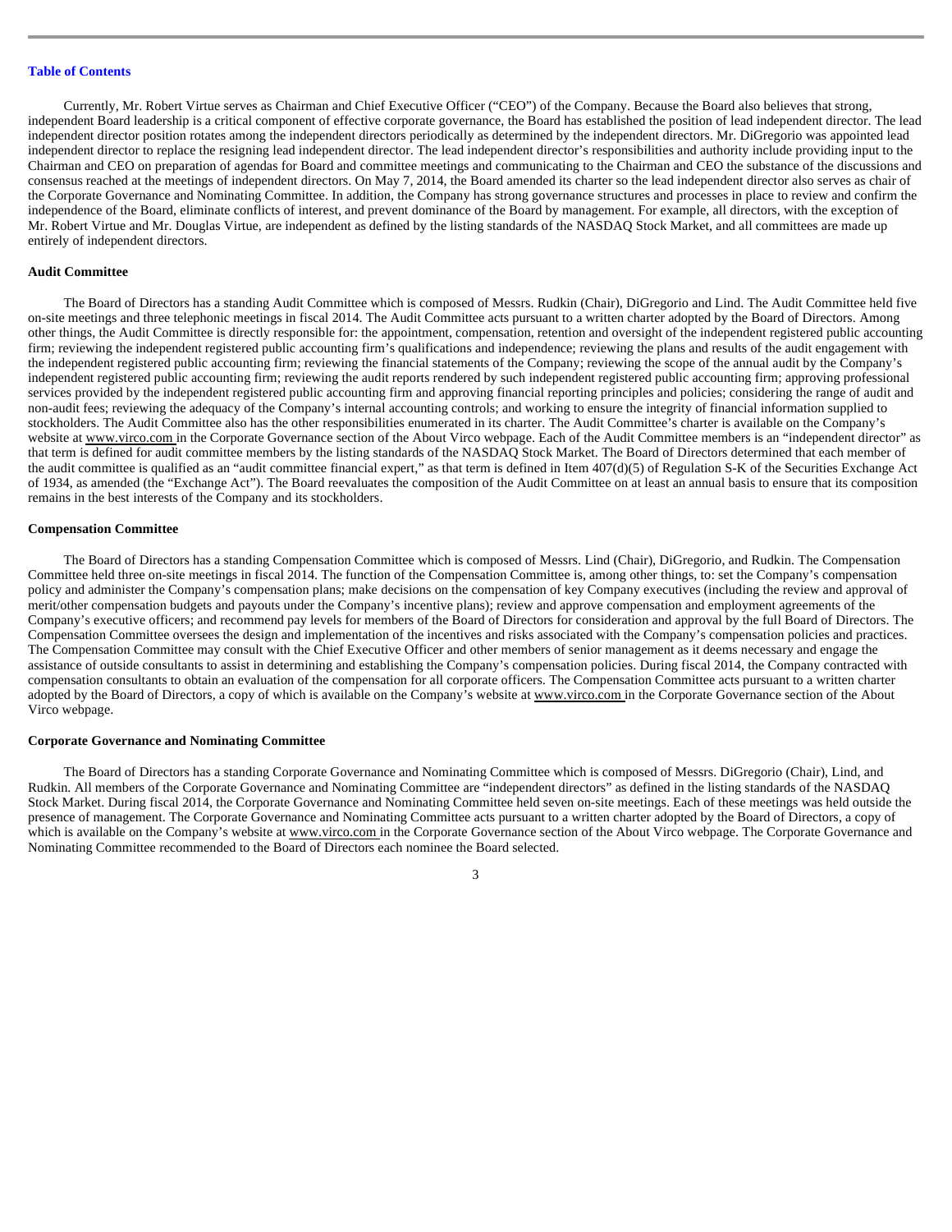Currently, Mr. Robert Virtue serves as Chairman and Chief Executive Officer ("CEO") of the Company. Because the Board also believes that strong, independent Board leadership is a critical component of effective corporate governance, the Board has established the position of lead independent director. The lead independent director position rotates among the independent directors periodically as determined by the independent directors. Mr. DiGregorio was appointed lead independent director to replace the resigning lead independent director. The lead independent director's responsibilities and authority include providing input to the Chairman and CEO on preparation of agendas for Board and committee meetings and communicating to the Chairman and CEO the substance of the discussions and consensus reached at the meetings of independent directors. On May 7, 2014, the Board amended its charter so the lead independent director also serves as chair of the Corporate Governance and Nominating Committee. In addition, the Company has strong governance structures and processes in place to review and confirm the independence of the Board, eliminate conflicts of interest, and prevent dominance of the Board by management. For example, all directors, with the exception of Mr. Robert Virtue and Mr. Douglas Virtue, are independent as defined by the listing standards of the NASDAQ Stock Market, and all committees are made up entirely of independent directors.

**Audit Committee**

The Board of Directors has a standing Audit Committee which is composed of Messrs. Rudkin (Chair), DiGregorio and Lind. The Audit Committee held five on-site meetings and three telephonic meetings in fiscal 2014. The Audit Committee acts pursuant to a written charter adopted by the Board of Directors. Among other things, the Audit Committee is directly responsible for: the appointment, compensation, retention and oversight of the independent registered public accounting firm; reviewing the independent registered public accounting firm's qualifications and independence; reviewing the plans and results of the audit engagement with the independent registered public accounting firm; reviewing the financial statements of the Company; reviewing the scope of the annual audit by the Company's independent registered public accounting firm; reviewing the audit reports rendered by such independent registered public accounting firm; approving professional services provided by the independent registered public accounting firm and approving financial reporting principles and policies; considering the range of audit and non-audit fees; reviewing the adequacy of the Company's internal accounting controls; and working to ensure the integrity of financial information supplied to stockholders. The Audit Committee also has the other responsibilities enumerated in its charter. The Audit Committee's charter is available on the Company's website at www.virco.com in the Corporate Governance section of the About Virco webpage. Each of the Audit Committee members is an "independent director" as that term is defined for audit committee members by the listing standards of the NASDAQ Stock Market. The Board of Directors determined that each member of the audit committee is qualified as an "audit committee financial expert," as that term is defined in Item 407(d)(5) of Regulation S-K of the Securities Exchange Act of 1934, as amended (the "Exchange Act"). The Board reevaluates the composition of the Audit Committee on at least an annual basis to ensure that its composition remains in the best interests of the Company and its stockholders.

**Compensation Committee**

The Board of Directors has a standing Compensation Committee which is composed of Messrs. Lind (Chair), DiGregorio, and Rudkin. The Compensation Committee held three on-site meetings in fiscal 2014. The function of the Compensation Committee is, among other things, to: set the Company's compensation policy and administer the Company's compensation plans; make decisions on the compensation of key Company executives (including the review and approval of merit/other compensation budgets and payouts under the Company's incentive plans); review and approve compensation and employment agreements of the Company's executive officers; and recommend pay levels for members of the Board of Directors for consideration and approval by the full Board of Directors. The Compensation Committee oversees the design and implementation of the incentives and risks associated with the Company's compensation policies and practices. The Compensation Committee may consult with the Chief Executive Officer and other members of senior management as it deems necessary and engage the assistance of outside consultants to assist in determining and establishing the Company's compensation policies. During fiscal 2014, the Company contracted with compensation consultants to obtain an evaluation of the compensation for all corporate officers. The Compensation Committee acts pursuant to a written charter adopted by the Board of Directors, a copy of which is available on the Company's website at www.virco.com in the Corporate Governance section of the About Virco webpage.

**Corporate Governance and Nominating Committee**

The Board of Directors has a standing Corporate Governance and Nominating Committee which is composed of Messrs. DiGregorio (Chair), Lind, and Rudkin. All members of the Corporate Governance and Nominating Committee are "independent directors" as defined in the listing standards of the NASDAQ Stock Market. During fiscal 2014, the Corporate Governance and Nominating Committee held seven on-site meetings. Each of these meetings was held outside the presence of management. The Corporate Governance and Nominating Committee acts pursuant to a written charter adopted by the Board of Directors, a copy of which is available on the Company's website at www.virco.com in the Corporate Governance section of the About Virco webpage. The Corporate Governance and Nominating Committee recommended to the Board of Directors each nominee the Board selected.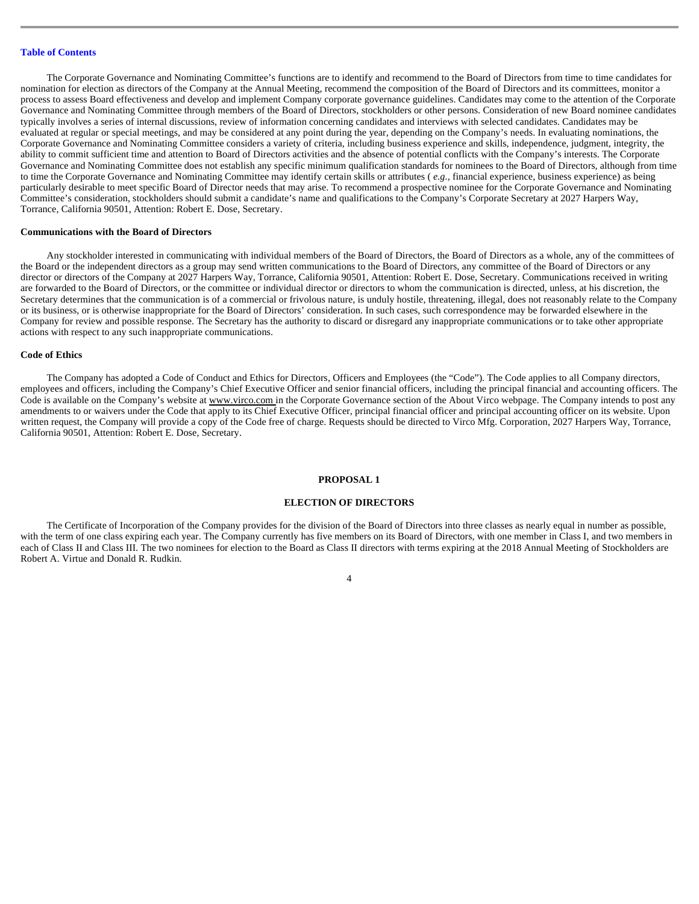The Corporate Governance and Nominating Committee's functions are to identify and recommend to the Board of Directors from time to time candidates for nomination for election as directors of the Company at the Annual Meeting, recommend the composition of the Board of Directors and its committees, monitor a process to assess Board effectiveness and develop and implement Company corporate governance guidelines. Candidates may come to the attention of the Corporate Governance and Nominating Committee through members of the Board of Directors, stockholders or other persons. Consideration of new Board nominee candidates typically involves a series of internal discussions, review of information concerning candidates and interviews with selected candidates. Candidates may be evaluated at regular or special meetings, and may be considered at any point during the year, depending on the Company's needs. In evaluating nominations, the Corporate Governance and Nominating Committee considers a variety of criteria, including business experience and skills, independence, judgment, integrity, the ability to commit sufficient time and attention to Board of Directors activities and the absence of potential conflicts with the Company's interests. The Corporate Governance and Nominating Committee does not establish any specific minimum qualification standards for nominees to the Board of Directors, although from time to time the Corporate Governance and Nominating Committee may identify certain skills or attributes ( *e.g.*, financial experience, business experience) as being particularly desirable to meet specific Board of Director needs that may arise. To recommend a prospective nominee for the Corporate Governance and Nominating Committee's consideration, stockholders should submit a candidate's name and qualifications to the Company's Corporate Secretary at 2027 Harpers Way, Torrance, California 90501, Attention: Robert E. Dose, Secretary.

**Communications with the Board of Directors**

Any stockholder interested in communicating with individual members of the Board of Directors, the Board of Directors as a whole, any of the committees of the Board or the independent directors as a group may send written communications to the Board of Directors, any committee of the Board of Directors or any director or directors of the Company at 2027 Harpers Way, Torrance, California 90501, Attention: Robert E. Dose, Secretary. Communications received in writing are forwarded to the Board of Directors, or the committee or individual director or directors to whom the communication is directed, unless, at his discretion, the Secretary determines that the communication is of a commercial or frivolous nature, is unduly hostile, threatening, illegal, does not reasonably relate to the Company or its business, or is otherwise inappropriate for the Board of Directors' consideration. In such cases, such correspondence may be forwarded elsewhere in the Company for review and possible response. The Secretary has the authority to discard or disregard any inappropriate communications or to take other appropriate actions with respect to any such inappropriate communications.

**Code of Ethics**

The Company has adopted a Code of Conduct and Ethics for Directors, Officers and Employees (the "Code"). The Code applies to all Company directors, employees and officers, including the Company's Chief Executive Officer and senior financial officers, including the principal financial and accounting officers. The Code is available on the Company's website at www.virco.com in the Corporate Governance section of the About Virco webpage. The Company intends to post any amendments to or waivers under the Code that apply to its Chief Executive Officer, principal financial officer and principal accounting officer on its website. Upon written request, the Company will provide a copy of the Code free of charge. Requests should be directed to Virco Mfg. Corporation, 2027 Harpers Way, Torrance, California 90501, Attention: Robert E. Dose, Secretary.

## PROPOSAL 1

## ELECTION OF DIRECTORS

The Certificate of Incorporation of the Company provides for the division of the Board of Directors into three classes as nearly equal in number as possible, with the term of one class expiring each year. The Company currently has five members on its Board of Directors, with one member in Class I, and two members in each of Class II and Class III. The two nominees for election to the Board as Class II directors with terms expiring at the 2018 Annual Meeting of Stockholders are Robert A. Virtue and Donald R. Rudkin.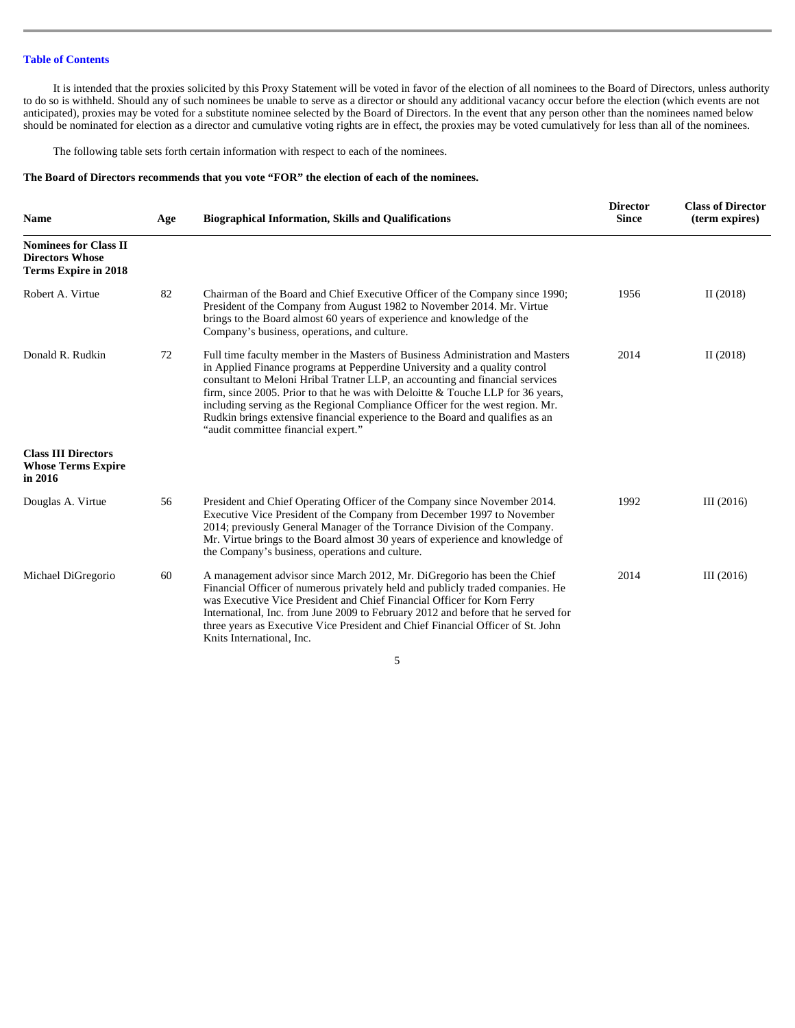It is intended that the proxies solicited by this Proxy Statement will be voted in favor of the election of all nominees to the Board of Directors, unless authority to do so is withheld. Should any of such nominees be unable to serve as a director or should any additional vacancy occur before the election (which events are not anticipated), proxies may be voted for a substitute nominee selected by the Board of Directors. In the event that any person other than the nominees named below should be nominated for election as a director and cumulative voting rights are in effect, the proxies may be voted cumulatively for less than all of the nominees.

The following table sets forth certain information with respect to each of the nominees.

**The Board of Directors recommends that you vote "FOR" the election of each of the nominees.**

| Name | Age | Biographical Information, Skills and Qualifications | Director Since | Class of Director (term expires) |
|---|---|---|---|---|
| **Nominees for Class II Directors Whose Terms Expire in 2018** | | | | |
| Robert A. Virtue | 82 | Chairman of the Board and Chief Executive Officer of the Company since 1990; President of the Company from August 1982 to November 2014. Mr. Virtue brings to the Board almost 60 years of experience and knowledge of the Company's business, operations, and culture. | 1956 | II (2018) |
| Donald R. Rudkin | 72 | Full time faculty member in the Masters of Business Administration and Masters in Applied Finance programs at Pepperdine University and a quality control consultant to Meloni Hribal Tratner LLP, an accounting and financial services firm, since 2005. Prior to that he was with Deloitte & Touche LLP for 36 years, including serving as the Regional Compliance Officer for the west region. Mr. Rudkin brings extensive financial experience to the Board and qualifies as an "audit committee financial expert." | 2014 | II (2018) |
| **Class III Directors Whose Terms Expire in 2016** | | | | |
| Douglas A. Virtue | 56 | President and Chief Operating Officer of the Company since November 2014. Executive Vice President of the Company from December 1997 to November 2014; previously General Manager of the Torrance Division of the Company. Mr. Virtue brings to the Board almost 30 years of experience and knowledge of the Company's business, operations and culture. | 1992 | III (2016) |
| Michael DiGregorio | 60 | A management advisor since March 2012, Mr. DiGregorio has been the Chief Financial Officer of numerous privately held and publicly traded companies. He was Executive Vice President and Chief Financial Officer for Korn Ferry International, Inc. from June 2009 to February 2012 and before that he served for three years as Executive Vice President and Chief Financial Officer of St. John Knits International, Inc. | 2014 | III (2016) |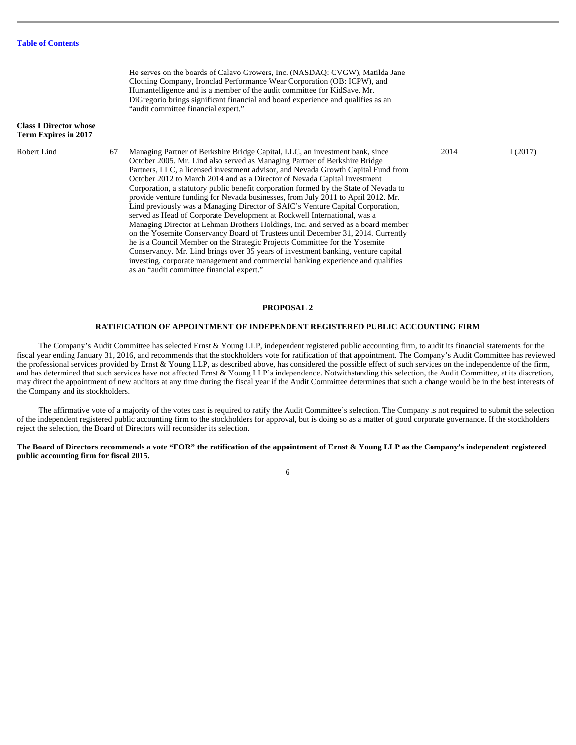| | | | | |
|---|---|---|---|---|
| | | He serves on the boards of Calavo Growers, Inc. (NASDAQ: CVGW), Matilda Jane Clothing Company, Ironclad Performance Wear Corporation (OB: ICPW), and Humantelligence and is a member of the audit committee for KidSave. Mr. DiGregorio brings significant financial and board experience and qualifies as an "audit committee financial expert." | | |
| **Class I Director whose Term Expires in 2017** | | | | |
| Robert Lind | 67 | Managing Partner of Berkshire Bridge Capital, LLC, an investment bank, since October 2005. Mr. Lind also served as Managing Partner of Berkshire Bridge Partners, LLC, a licensed investment advisor, and Nevada Growth Capital Fund from October 2012 to March 2014 and as a Director of Nevada Capital Investment Corporation, a statutory public benefit corporation formed by the State of Nevada to provide venture funding for Nevada businesses, from July 2011 to April 2012. Mr. Lind previously was a Managing Director of SAIC's Venture Capital Corporation, served as Head of Corporate Development at Rockwell International, was a Managing Director at Lehman Brothers Holdings, Inc. and served as a board member on the Yosemite Conservancy Board of Trustees until December 31, 2014. Currently he is a Council Member on the Strategic Projects Committee for the Yosemite Conservancy. Mr. Lind brings over 35 years of investment banking, venture capital investing, corporate management and commercial banking experience and qualifies as an "audit committee financial expert." | 2014 | I (2017) |

## PROPOSAL 2

## RATIFICATION OF APPOINTMENT OF INDEPENDENT REGISTERED PUBLIC ACCOUNTING FIRM

The Company's Audit Committee has selected Ernst & Young LLP, independent registered public accounting firm, to audit its financial statements for the fiscal year ending January 31, 2016, and recommends that the stockholders vote for ratification of that appointment. The Company's Audit Committee has reviewed the professional services provided by Ernst & Young LLP, as described above, has considered the possible effect of such services on the independence of the firm, and has determined that such services have not affected Ernst & Young LLP's independence. Notwithstanding this selection, the Audit Committee, at its discretion, may direct the appointment of new auditors at any time during the fiscal year if the Audit Committee determines that such a change would be in the best interests of the Company and its stockholders.

The affirmative vote of a majority of the votes cast is required to ratify the Audit Committee's selection. The Company is not required to submit the selection of the independent registered public accounting firm to the stockholders for approval, but is doing so as a matter of good corporate governance. If the stockholders reject the selection, the Board of Directors will reconsider its selection.

**The Board of Directors recommends a vote "FOR" the ratification of the appointment of Ernst & Young LLP as the Company's independent registered public accounting firm for fiscal 2015.**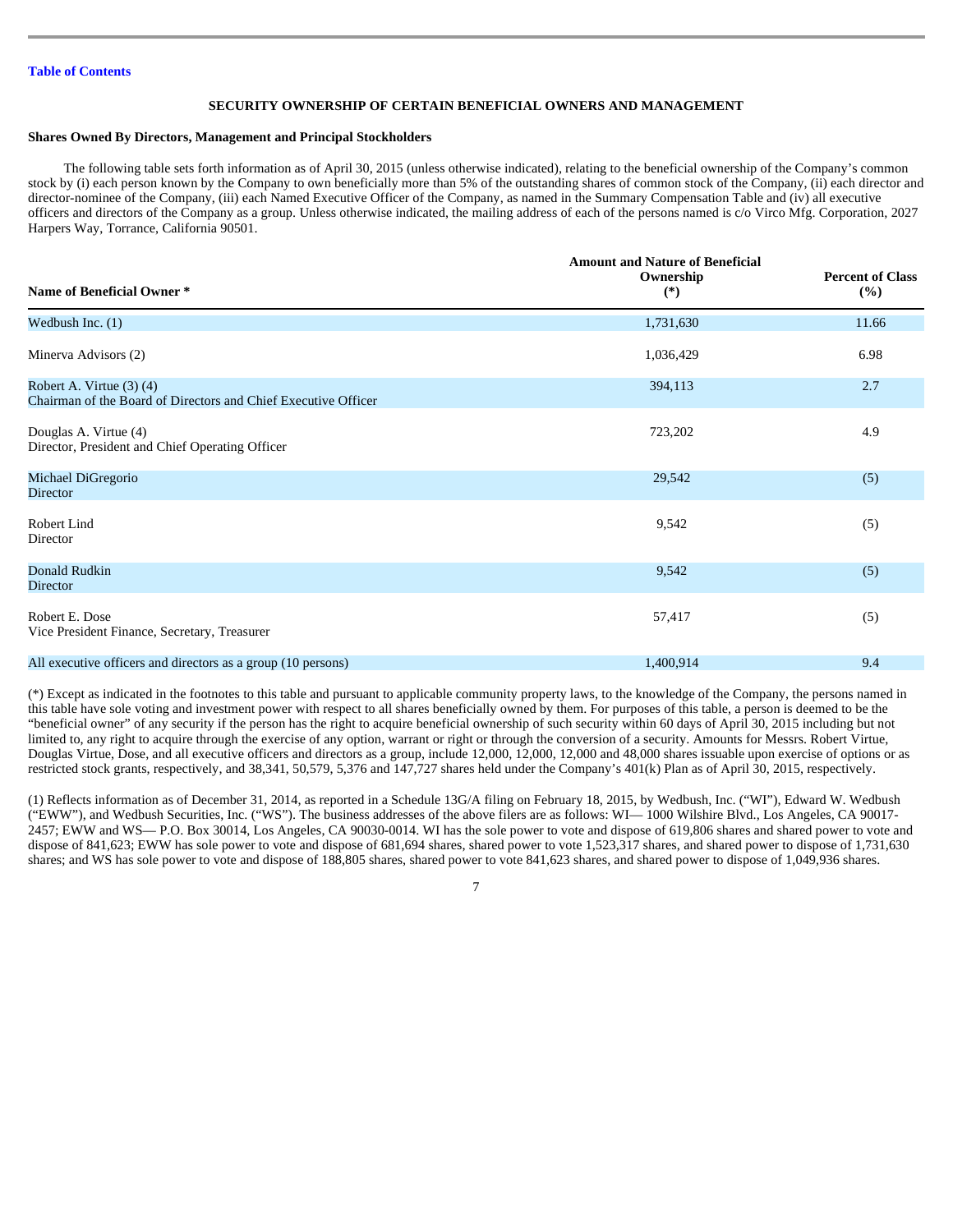[Table of Contents](#)

## SECURITY OWNERSHIP OF CERTAIN BENEFICIAL OWNERS AND MANAGEMENT

### Shares Owned By Directors, Management and Principal Stockholders

The following table sets forth information as of April 30, 2015 (unless otherwise indicated), relating to the beneficial ownership of the Company's common stock by (i) each person known by the Company to own beneficially more than 5% of the outstanding shares of common stock of the Company, (ii) each director and director-nominee of the Company, (iii) each Named Executive Officer of the Company, as named in the Summary Compensation Table and (iv) all executive officers and directors of the Company as a group. Unless otherwise indicated, the mailing address of each of the persons named is c/o Virco Mfg. Corporation, 2027 Harpers Way, Torrance, California 90501.

| Name of Beneficial Owner * | Amount and Nature of Beneficial Ownership (*) | Percent of Class (%) |
|---|---|---|
| Wedbush Inc. (1) | 1,731,630 | 11.66 |
| Minerva Advisors (2) | 1,036,429 | 6.98 |
| Robert A. Virtue (3) (4)<br>Chairman of the Board of Directors and Chief Executive Officer | 394,113 | 2.7 |
| Douglas A. Virtue (4)<br>Director, President and Chief Operating Officer | 723,202 | 4.9 |
| Michael DiGregorio<br>Director | 29,542 | (5) |
| Robert Lind<br>Director | 9,542 | (5) |
| Donald Rudkin<br>Director | 9,542 | (5) |
| Robert E. Dose<br>Vice President Finance, Secretary, Treasurer | 57,417 | (5) |
| All executive officers and directors as a group (10 persons) | 1,400,914 | 9.4 |

(*) Except as indicated in the footnotes to this table and pursuant to applicable community property laws, to the knowledge of the Company, the persons named in this table have sole voting and investment power with respect to all shares beneficially owned by them. For purposes of this table, a person is deemed to be the "beneficial owner" of any security if the person has the right to acquire beneficial ownership of such security within 60 days of April 30, 2015 including but not limited to, any right to acquire through the exercise of any option, warrant or right or through the conversion of a security. Amounts for Messrs. Robert Virtue, Douglas Virtue, Dose, and all executive officers and directors as a group, include 12,000, 12,000, 12,000 and 48,000 shares issuable upon exercise of options or as restricted stock grants, respectively, and 38,341, 50,579, 5,376 and 147,727 shares held under the Company's 401(k) Plan as of April 30, 2015, respectively.

(1) Reflects information as of December 31, 2014, as reported in a Schedule 13G/A filing on February 18, 2015, by Wedbush, Inc. ("WI"), Edward W. Wedbush ("EWW"), and Wedbush Securities, Inc. ("WS"). The business addresses of the above filers are as follows: WI— 1000 Wilshire Blvd., Los Angeles, CA 90017-2457; EWW and WS— P.O. Box 30014, Los Angeles, CA 90030-0014. WI has the sole power to vote and dispose of 619,806 shares and shared power to vote and dispose of 841,623; EWW has sole power to vote and dispose of 681,694 shares, shared power to vote 1,523,317 shares, and shared power to dispose of 1,731,630 shares; and WS has sole power to vote and dispose of 188,805 shares, shared power to vote 841,623 shares, and shared power to dispose of 1,049,936 shares.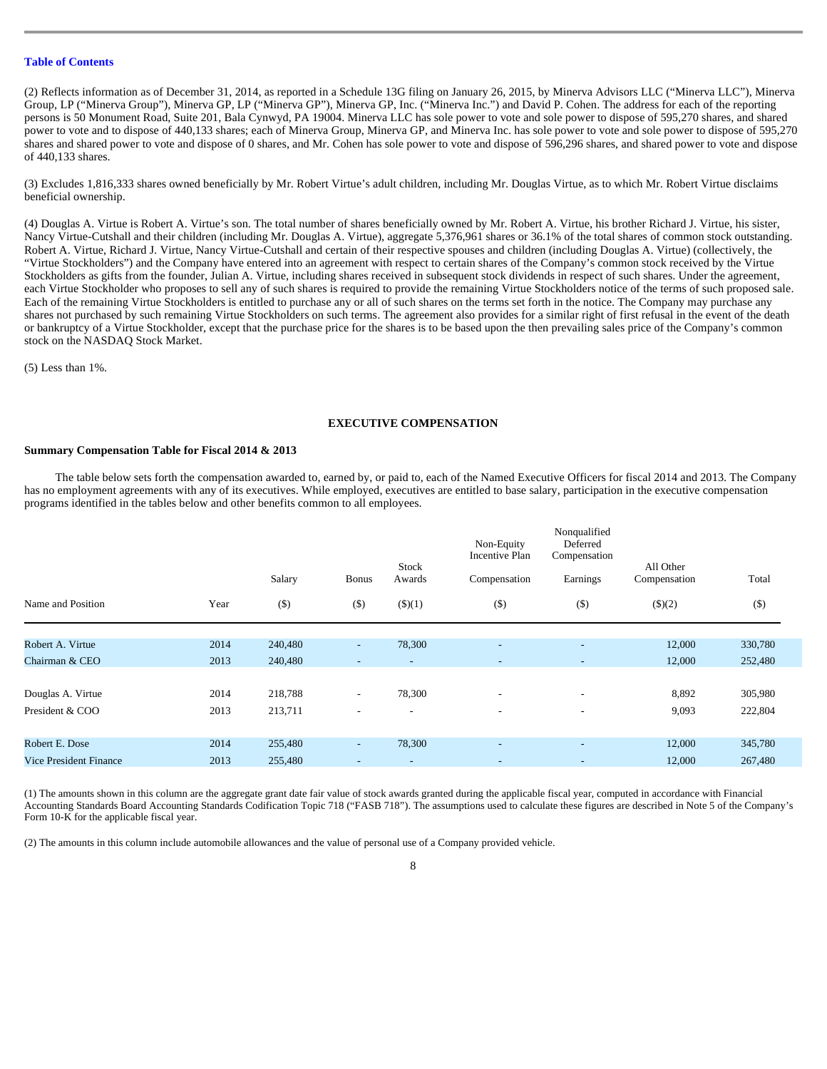[Table of Contents](#)

(2) Reflects information as of December 31, 2014, as reported in a Schedule 13G filing on January 26, 2015, by Minerva Advisors LLC ("Minerva LLC"), Minerva Group, LP ("Minerva Group"), Minerva GP, LP ("Minerva GP"), Minerva GP, Inc. ("Minerva Inc.") and David P. Cohen. The address for each of the reporting persons is 50 Monument Road, Suite 201, Bala Cynwyd, PA 19004. Minerva LLC has sole power to vote and sole power to dispose of 595,270 shares, and shared power to vote and to dispose of 440,133 shares; each of Minerva Group, Minerva GP, and Minerva Inc. has sole power to vote and sole power to dispose of 595,270 shares and shared power to vote and dispose of 0 shares, and Mr. Cohen has sole power to vote and dispose of 596,296 shares, and shared power to vote and dispose of 440,133 shares.

(3) Excludes 1,816,333 shares owned beneficially by Mr. Robert Virtue's adult children, including Mr. Douglas Virtue, as to which Mr. Robert Virtue disclaims beneficial ownership.

(4) Douglas A. Virtue is Robert A. Virtue's son. The total number of shares beneficially owned by Mr. Robert A. Virtue, his brother Richard J. Virtue, his sister, Nancy Virtue-Cutshall and their children (including Mr. Douglas A. Virtue), aggregate 5,376,961 shares or 36.1% of the total shares of common stock outstanding. Robert A. Virtue, Richard J. Virtue, Nancy Virtue-Cutshall and certain of their respective spouses and children (including Douglas A. Virtue) (collectively, the "Virtue Stockholders") and the Company have entered into an agreement with respect to certain shares of the Company's common stock received by the Virtue Stockholders as gifts from the founder, Julian A. Virtue, including shares received in subsequent stock dividends in respect of such shares. Under the agreement, each Virtue Stockholder who proposes to sell any of such shares is required to provide the remaining Virtue Stockholders notice of the terms of such proposed sale. Each of the remaining Virtue Stockholders is entitled to purchase any or all of such shares on the terms set forth in the notice. The Company may purchase any shares not purchased by such remaining Virtue Stockholders on such terms. The agreement also provides for a similar right of first refusal in the event of the death or bankruptcy of a Virtue Stockholder, except that the purchase price for the shares is to be based upon the then prevailing sales price of the Company's common stock on the NASDAQ Stock Market.

(5) Less than 1%.

## EXECUTIVE COMPENSATION

**Summary Compensation Table for Fiscal 2014 & 2013**

The table below sets forth the compensation awarded to, earned by, or paid to, each of the Named Executive Officers for fiscal 2014 and 2013. The Company has no employment agreements with any of its executives. While employed, executives are entitled to base salary, participation in the executive compensation programs identified in the tables below and other benefits common to all employees.

| Name and Position | Year | Salary ($) | Bonus ($) | Stock Awards ($)(1) | Non-Equity Incentive Plan Compensation ($) | Nonqualified Deferred Compensation Earnings ($) | All Other Compensation ($)(2) | Total ($) |
|---|---|---|---|---|---|---|---|---|
| Robert A. Virtue | 2014 | 240,480 | - | 78,300 | - | - | 12,000 | 330,780 |
| Chairman & CEO | 2013 | 240,480 | - | - | - | - | 12,000 | 252,480 |
| Douglas A. Virtue | 2014 | 218,788 | - | 78,300 | - | - | 8,892 | 305,980 |
| President & COO | 2013 | 213,711 | - | - | - | - | 9,093 | 222,804 |
| Robert E. Dose | 2014 | 255,480 | - | 78,300 | - | - | 12,000 | 345,780 |
| Vice President Finance | 2013 | 255,480 | - | - | - | - | 12,000 | 267,480 |

(1) The amounts shown in this column are the aggregate grant date fair value of stock awards granted during the applicable fiscal year, computed in accordance with Financial Accounting Standards Board Accounting Standards Codification Topic 718 ("FASB 718"). The assumptions used to calculate these figures are described in Note 5 of the Company's Form 10-K for the applicable fiscal year.

(2) The amounts in this column include automobile allowances and the value of personal use of a Company provided vehicle.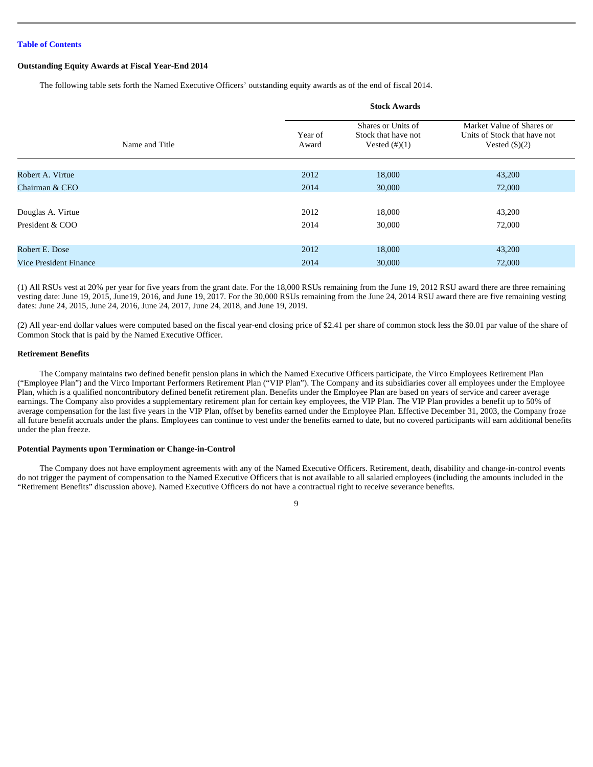Table of Contents

**Outstanding Equity Awards at Fiscal Year-End 2014**

The following table sets forth the Named Executive Officers' outstanding equity awards as of the end of fiscal 2014.

| | Stock Awards | | |
|---|---|---|---|
| Name and Title | Year of Award | Shares or Units of Stock that have not Vested (#)(1) | Market Value of Shares or Units of Stock that have not Vested ($)(2) |
| Robert A. Virtue | 2012 | 18,000 | 43,200 |
| Chairman & CEO | 2014 | 30,000 | 72,000 |
| Douglas A. Virtue | 2012 | 18,000 | 43,200 |
| President & COO | 2014 | 30,000 | 72,000 |
| Robert E. Dose | 2012 | 18,000 | 43,200 |
| Vice President Finance | 2014 | 30,000 | 72,000 |

(1) All RSUs vest at 20% per year for five years from the grant date. For the 18,000 RSUs remaining from the June 19, 2012 RSU award there are three remaining vesting date: June 19, 2015, June19, 2016, and June 19, 2017. For the 30,000 RSUs remaining from the June 24, 2014 RSU award there are five remaining vesting dates: June 24, 2015, June 24, 2016, June 24, 2017, June 24, 2018, and June 19, 2019.

(2) All year-end dollar values were computed based on the fiscal year-end closing price of $2.41 per share of common stock less the $0.01 par value of the share of Common Stock that is paid by the Named Executive Officer.

**Retirement Benefits**

The Company maintains two defined benefit pension plans in which the Named Executive Officers participate, the Virco Employees Retirement Plan ("Employee Plan") and the Virco Important Performers Retirement Plan ("VIP Plan"). The Company and its subsidiaries cover all employees under the Employee Plan, which is a qualified noncontributory defined benefit retirement plan. Benefits under the Employee Plan are based on years of service and career average earnings. The Company also provides a supplementary retirement plan for certain key employees, the VIP Plan. The VIP Plan provides a benefit up to 50% of average compensation for the last five years in the VIP Plan, offset by benefits earned under the Employee Plan. Effective December 31, 2003, the Company froze all future benefit accruals under the plans. Employees can continue to vest under the benefits earned to date, but no covered participants will earn additional benefits under the plan freeze.

**Potential Payments upon Termination or Change-in-Control**

The Company does not have employment agreements with any of the Named Executive Officers. Retirement, death, disability and change-in-control events do not trigger the payment of compensation to the Named Executive Officers that is not available to all salaried employees (including the amounts included in the "Retirement Benefits" discussion above). Named Executive Officers do not have a contractual right to receive severance benefits.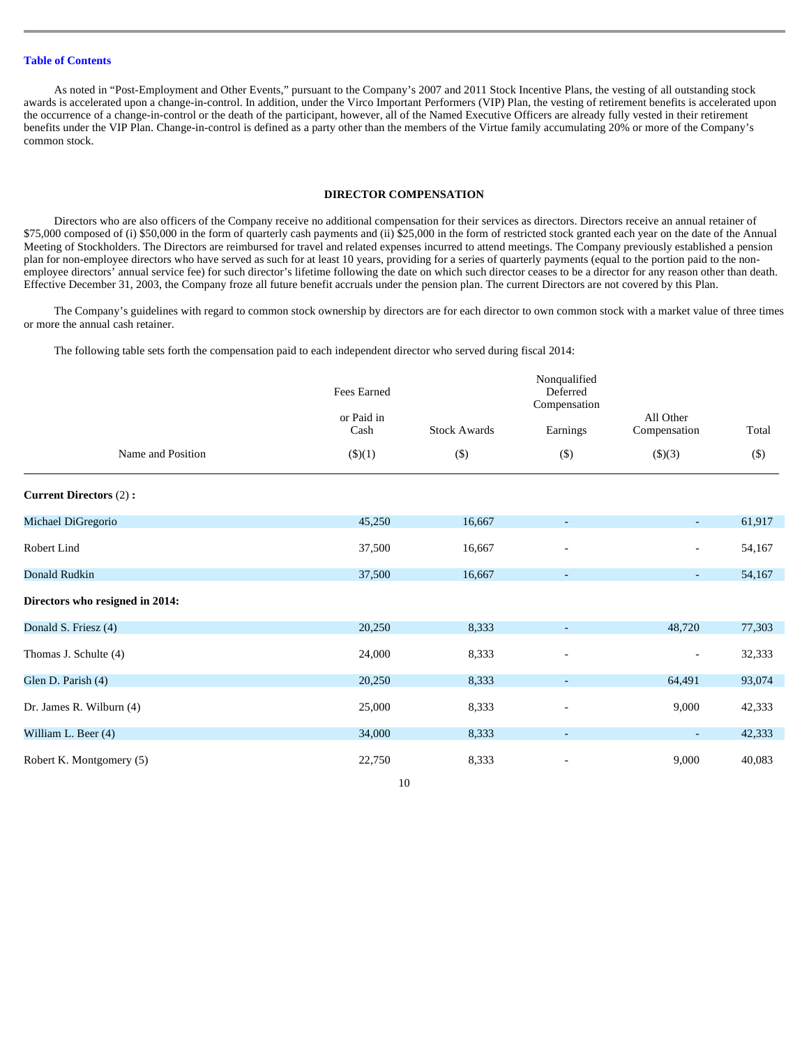As noted in “Post-Employment and Other Events,” pursuant to the Company’s 2007 and 2011 Stock Incentive Plans, the vesting of all outstanding stock awards is accelerated upon a change-in-control. In addition, under the Virco Important Performers (VIP) Plan, the vesting of retirement benefits is accelerated upon the occurrence of a change-in-control or the death of the participant, however, all of the Named Executive Officers are already fully vested in their retirement benefits under the VIP Plan. Change-in-control is defined as a party other than the members of the Virtue family accumulating 20% or more of the Company’s common stock.

## DIRECTOR COMPENSATION

Directors who are also officers of the Company receive no additional compensation for their services as directors. Directors receive an annual retainer of $75,000 composed of (i) $50,000 in the form of quarterly cash payments and (ii) $25,000 in the form of restricted stock granted each year on the date of the Annual Meeting of Stockholders. The Directors are reimbursed for travel and related expenses incurred to attend meetings. The Company previously established a pension plan for non-employee directors who have served as such for at least 10 years, providing for a series of quarterly payments (equal to the portion paid to the non-employee directors’ annual service fee) for such director’s lifetime following the date on which such director ceases to be a director for any reason other than death. Effective December 31, 2003, the Company froze all future benefit accruals under the pension plan. The current Directors are not covered by this Plan.

The Company’s guidelines with regard to common stock ownership by directors are for each director to own common stock with a market value of three times or more the annual cash retainer.

The following table sets forth the compensation paid to each independent director who served during fiscal 2014:

| Name and Position | Fees Earned or Paid in Cash ($)(1) | Stock Awards ($) | Nonqualified Deferred Compensation Earnings ($) | All Other Compensation ($)(3) | Total ($) |
|---|---|---|---|---|---|
| **Current Directors** (2) **:** | | | | | |
| Michael DiGregorio | 45,250 | 16,667 | - | - | 61,917 |
| Robert Lind | 37,500 | 16,667 | - | - | 54,167 |
| Donald Rudkin | 37,500 | 16,667 | - | - | 54,167 |
| **Directors who resigned in 2014:** | | | | | |
| Donald S. Friesz (4) | 20,250 | 8,333 | - | 48,720 | 77,303 |
| Thomas J. Schulte (4) | 24,000 | 8,333 | - | - | 32,333 |
| Glen D. Parish (4) | 20,250 | 8,333 | - | 64,491 | 93,074 |
| Dr. James R. Wilburn (4) | 25,000 | 8,333 | - | 9,000 | 42,333 |
| William L. Beer (4) | 34,000 | 8,333 | - | - | 42,333 |
| Robert K. Montgomery (5) | 22,750 | 8,333 | - | 9,000 | 40,083 |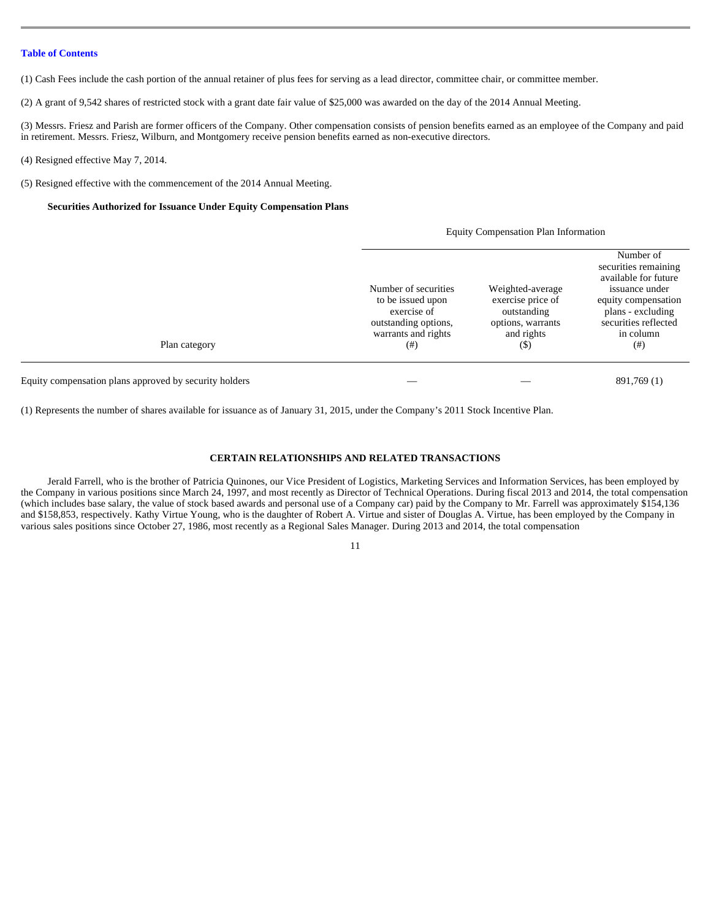(1) Cash Fees include the cash portion of the annual retainer of plus fees for serving as a lead director, committee chair, or committee member.

(2) A grant of 9,542 shares of restricted stock with a grant date fair value of $25,000 was awarded on the day of the 2014 Annual Meeting.

(3) Messrs. Friesz and Parish are former officers of the Company. Other compensation consists of pension benefits earned as an employee of the Company and paid in retirement. Messrs. Friesz, Wilburn, and Montgomery receive pension benefits earned as non-executive directors.

(4) Resigned effective May 7, 2014.

(5) Resigned effective with the commencement of the 2014 Annual Meeting.

**Securities Authorized for Issuance Under Equity Compensation Plans**

| | Equity Compensation Plan Information | | |
|---|---|---|---|
| Plan category | Number of securities to be issued upon exercise of outstanding options, warrants and rights (#) | Weighted-average exercise price of outstanding options, warrants and rights ($) | Number of securities remaining available for future issuance under equity compensation plans - excluding securities reflected in column (#) |
| Equity compensation plans approved by security holders | — | — | 891,769 (1) |

(1) Represents the number of shares available for issuance as of January 31, 2015, under the Company's 2011 Stock Incentive Plan.

## CERTAIN RELATIONSHIPS AND RELATED TRANSACTIONS

Jerald Farrell, who is the brother of Patricia Quinones, our Vice President of Logistics, Marketing Services and Information Services, has been employed by the Company in various positions since March 24, 1997, and most recently as Director of Technical Operations. During fiscal 2013 and 2014, the total compensation (which includes base salary, the value of stock based awards and personal use of a Company car) paid by the Company to Mr. Farrell was approximately $154,136 and $158,853, respectively. Kathy Virtue Young, who is the daughter of Robert A. Virtue and sister of Douglas A. Virtue, has been employed by the Company in various sales positions since October 27, 1986, most recently as a Regional Sales Manager. During 2013 and 2014, the total compensation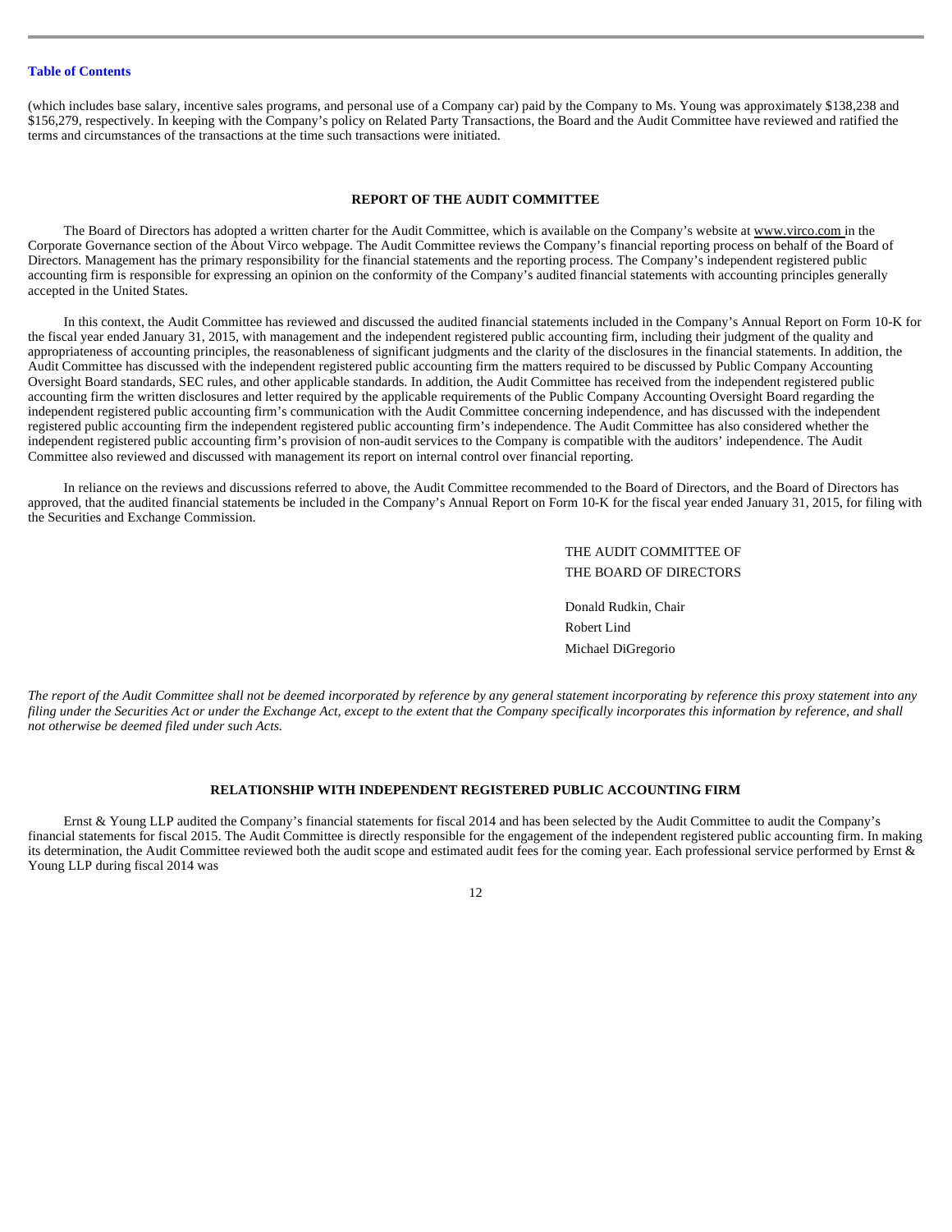(which includes base salary, incentive sales programs, and personal use of a Company car) paid by the Company to Ms. Young was approximately $138,238 and $156,279, respectively. In keeping with the Company's policy on Related Party Transactions, the Board and the Audit Committee have reviewed and ratified the terms and circumstances of the transactions at the time such transactions were initiated.

## REPORT OF THE AUDIT COMMITTEE

The Board of Directors has adopted a written charter for the Audit Committee, which is available on the Company's website at www.virco.com in the Corporate Governance section of the About Virco webpage. The Audit Committee reviews the Company's financial reporting process on behalf of the Board of Directors. Management has the primary responsibility for the financial statements and the reporting process. The Company's independent registered public accounting firm is responsible for expressing an opinion on the conformity of the Company's audited financial statements with accounting principles generally accepted in the United States.

In this context, the Audit Committee has reviewed and discussed the audited financial statements included in the Company's Annual Report on Form 10-K for the fiscal year ended January 31, 2015, with management and the independent registered public accounting firm, including their judgment of the quality and appropriateness of accounting principles, the reasonableness of significant judgments and the clarity of the disclosures in the financial statements. In addition, the Audit Committee has discussed with the independent registered public accounting firm the matters required to be discussed by Public Company Accounting Oversight Board standards, SEC rules, and other applicable standards. In addition, the Audit Committee has received from the independent registered public accounting firm the written disclosures and letter required by the applicable requirements of the Public Company Accounting Oversight Board regarding the independent registered public accounting firm's communication with the Audit Committee concerning independence, and has discussed with the independent registered public accounting firm the independent registered public accounting firm's independence. The Audit Committee has also considered whether the independent registered public accounting firm's provision of non-audit services to the Company is compatible with the auditors' independence. The Audit Committee also reviewed and discussed with management its report on internal control over financial reporting.

In reliance on the reviews and discussions referred to above, the Audit Committee recommended to the Board of Directors, and the Board of Directors has approved, that the audited financial statements be included in the Company's Annual Report on Form 10-K for the fiscal year ended January 31, 2015, for filing with the Securities and Exchange Commission.

THE AUDIT COMMITTEE OF
THE BOARD OF DIRECTORS

Donald Rudkin, Chair
Robert Lind
Michael DiGregorio

*The report of the Audit Committee shall not be deemed incorporated by reference by any general statement incorporating by reference this proxy statement into any filing under the Securities Act or under the Exchange Act, except to the extent that the Company specifically incorporates this information by reference, and shall not otherwise be deemed filed under such Acts.*

## RELATIONSHIP WITH INDEPENDENT REGISTERED PUBLIC ACCOUNTING FIRM

Ernst & Young LLP audited the Company's financial statements for fiscal 2014 and has been selected by the Audit Committee to audit the Company's financial statements for fiscal 2015. The Audit Committee is directly responsible for the engagement of the independent registered public accounting firm. In making its determination, the Audit Committee reviewed both the audit scope and estimated audit fees for the coming year. Each professional service performed by Ernst & Young LLP during fiscal 2014 was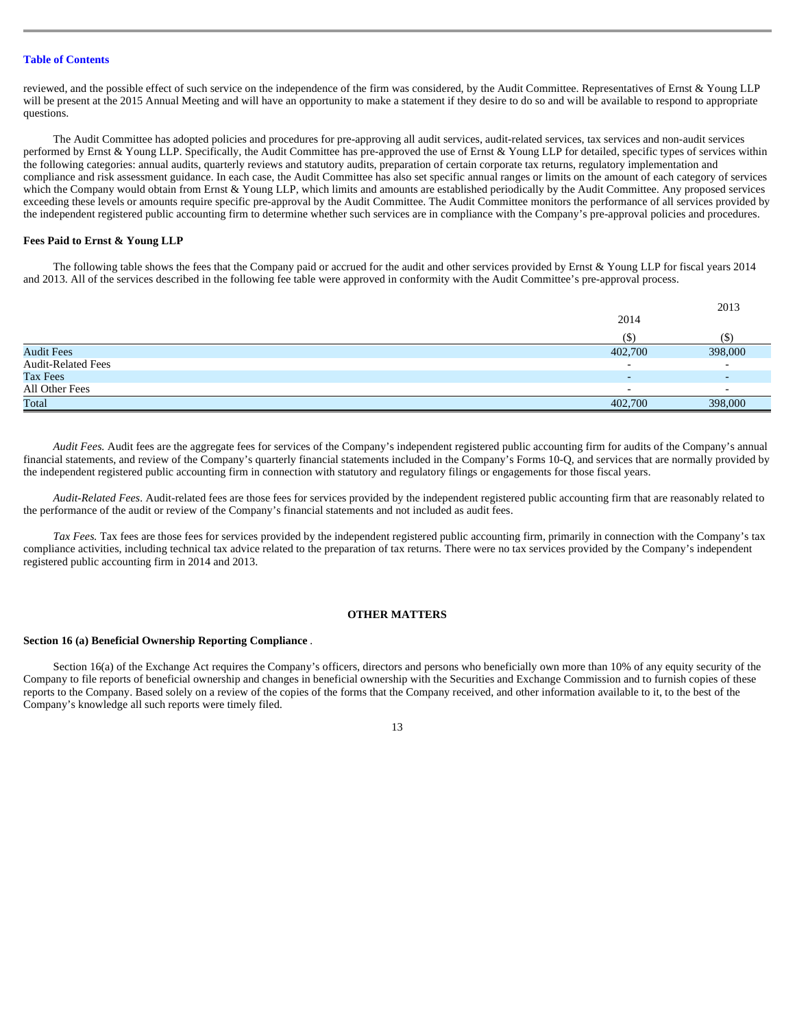reviewed, and the possible effect of such service on the independence of the firm was considered, by the Audit Committee. Representatives of Ernst & Young LLP will be present at the 2015 Annual Meeting and will have an opportunity to make a statement if they desire to do so and will be available to respond to appropriate questions.

The Audit Committee has adopted policies and procedures for pre-approving all audit services, audit-related services, tax services and non-audit services performed by Ernst & Young LLP. Specifically, the Audit Committee has pre-approved the use of Ernst & Young LLP for detailed, specific types of services within the following categories: annual audits, quarterly reviews and statutory audits, preparation of certain corporate tax returns, regulatory implementation and compliance and risk assessment guidance. In each case, the Audit Committee has also set specific annual ranges or limits on the amount of each category of services which the Company would obtain from Ernst & Young LLP, which limits and amounts are established periodically by the Audit Committee. Any proposed services exceeding these levels or amounts require specific pre-approval by the Audit Committee. The Audit Committee monitors the performance of all services provided by the independent registered public accounting firm to determine whether such services are in compliance with the Company's pre-approval policies and procedures.

**Fees Paid to Ernst & Young LLP**

The following table shows the fees that the Company paid or accrued for the audit and other services provided by Ernst & Young LLP for fiscal years 2014 and 2013. All of the services described in the following fee table were approved in conformity with the Audit Committee's pre-approval process.

| | 2014 ($) | 2013 ($) |
|---|---|---|
| Audit Fees | 402,700 | 398,000 |
| Audit-Related Fees | - | - |
| Tax Fees | - | - |
| All Other Fees | - | - |
| Total | 402,700 | 398,000 |

*Audit Fees.* Audit fees are the aggregate fees for services of the Company's independent registered public accounting firm for audits of the Company's annual financial statements, and review of the Company's quarterly financial statements included in the Company's Forms 10-Q, and services that are normally provided by the independent registered public accounting firm in connection with statutory and regulatory filings or engagements for those fiscal years.

*Audit-Related Fees.* Audit-related fees are those fees for services provided by the independent registered public accounting firm that are reasonably related to the performance of the audit or review of the Company's financial statements and not included as audit fees.

*Tax Fees.* Tax fees are those fees for services provided by the independent registered public accounting firm, primarily in connection with the Company's tax compliance activities, including technical tax advice related to the preparation of tax returns. There were no tax services provided by the Company's independent registered public accounting firm in 2014 and 2013.

## OTHER MATTERS

**Section 16 (a) Beneficial Ownership Reporting Compliance** .

Section 16(a) of the Exchange Act requires the Company's officers, directors and persons who beneficially own more than 10% of any equity security of the Company to file reports of beneficial ownership and changes in beneficial ownership with the Securities and Exchange Commission and to furnish copies of these reports to the Company. Based solely on a review of the copies of the forms that the Company received, and other information available to it, to the best of the Company's knowledge all such reports were timely filed.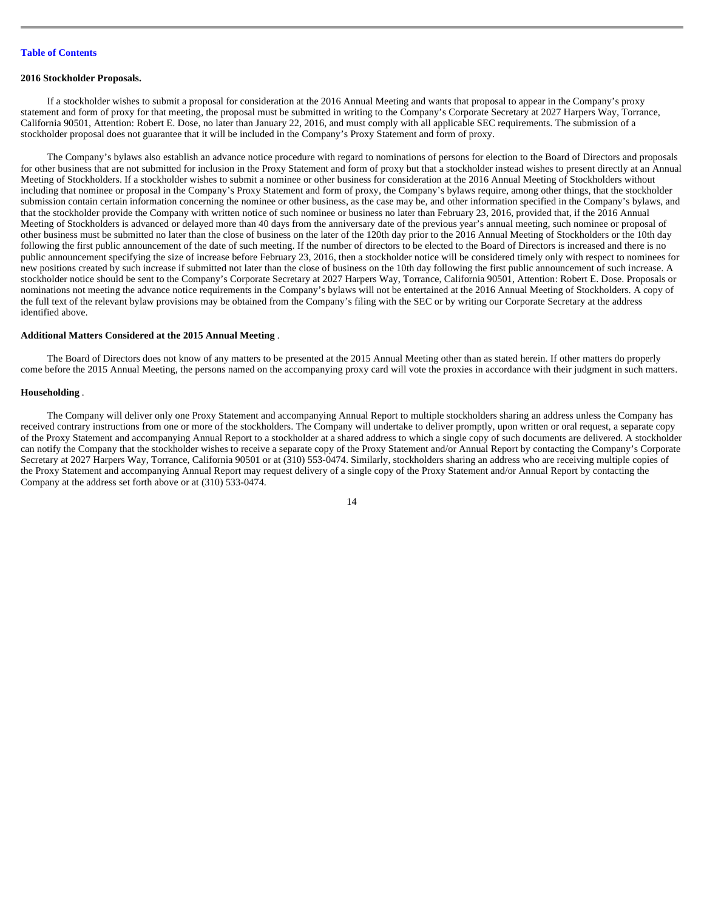**2016 Stockholder Proposals.**

If a stockholder wishes to submit a proposal for consideration at the 2016 Annual Meeting and wants that proposal to appear in the Company's proxy statement and form of proxy for that meeting, the proposal must be submitted in writing to the Company's Corporate Secretary at 2027 Harpers Way, Torrance, California 90501, Attention: Robert E. Dose, no later than January 22, 2016, and must comply with all applicable SEC requirements. The submission of a stockholder proposal does not guarantee that it will be included in the Company's Proxy Statement and form of proxy.

The Company's bylaws also establish an advance notice procedure with regard to nominations of persons for election to the Board of Directors and proposals for other business that are not submitted for inclusion in the Proxy Statement and form of proxy but that a stockholder instead wishes to present directly at an Annual Meeting of Stockholders. If a stockholder wishes to submit a nominee or other business for consideration at the 2016 Annual Meeting of Stockholders without including that nominee or proposal in the Company's Proxy Statement and form of proxy, the Company's bylaws require, among other things, that the stockholder submission contain certain information concerning the nominee or other business, as the case may be, and other information specified in the Company's bylaws, and that the stockholder provide the Company with written notice of such nominee or business no later than February 23, 2016, provided that, if the 2016 Annual Meeting of Stockholders is advanced or delayed more than 40 days from the anniversary date of the previous year's annual meeting, such nominee or proposal of other business must be submitted no later than the close of business on the later of the 120th day prior to the 2016 Annual Meeting of Stockholders or the 10th day following the first public announcement of the date of such meeting. If the number of directors to be elected to the Board of Directors is increased and there is no public announcement specifying the size of increase before February 23, 2016, then a stockholder notice will be considered timely only with respect to nominees for new positions created by such increase if submitted not later than the close of business on the 10th day following the first public announcement of such increase. A stockholder notice should be sent to the Company's Corporate Secretary at 2027 Harpers Way, Torrance, California 90501, Attention: Robert E. Dose. Proposals or nominations not meeting the advance notice requirements in the Company's bylaws will not be entertained at the 2016 Annual Meeting of Stockholders. A copy of the full text of the relevant bylaw provisions may be obtained from the Company's filing with the SEC or by writing our Corporate Secretary at the address identified above.

**Additional Matters Considered at the 2015 Annual Meeting**.

The Board of Directors does not know of any matters to be presented at the 2015 Annual Meeting other than as stated herein. If other matters do properly come before the 2015 Annual Meeting, the persons named on the accompanying proxy card will vote the proxies in accordance with their judgment in such matters.

**Householding**.

The Company will deliver only one Proxy Statement and accompanying Annual Report to multiple stockholders sharing an address unless the Company has received contrary instructions from one or more of the stockholders. The Company will undertake to deliver promptly, upon written or oral request, a separate copy of the Proxy Statement and accompanying Annual Report to a stockholder at a shared address to which a single copy of such documents are delivered. A stockholder can notify the Company that the stockholder wishes to receive a separate copy of the Proxy Statement and/or Annual Report by contacting the Company's Corporate Secretary at 2027 Harpers Way, Torrance, California 90501 or at (310) 553-0474. Similarly, stockholders sharing an address who are receiving multiple copies of the Proxy Statement and accompanying Annual Report may request delivery of a single copy of the Proxy Statement and/or Annual Report by contacting the Company at the address set forth above or at (310) 533-0474.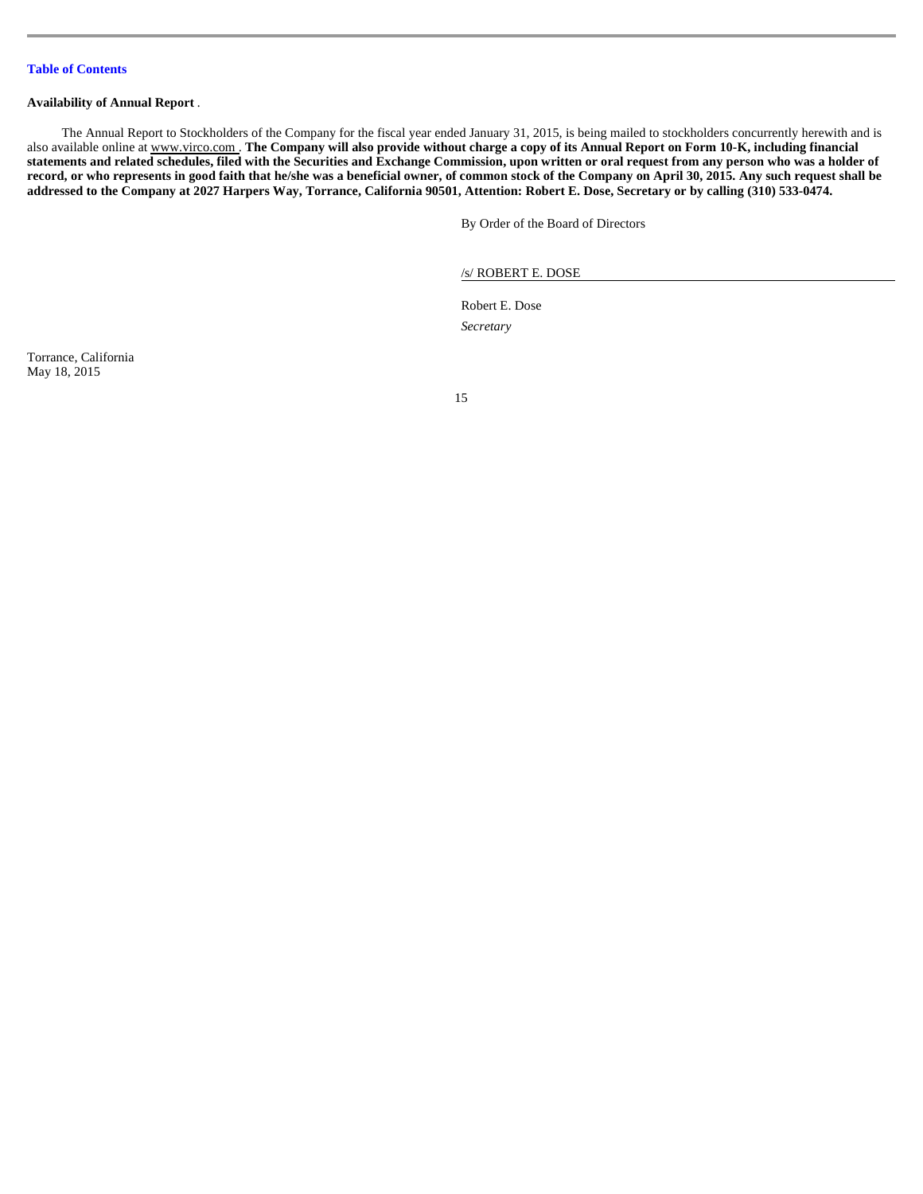**Availability of Annual Report** .

The Annual Report to Stockholders of the Company for the fiscal year ended January 31, 2015, is being mailed to stockholders concurrently herewith and is also available online at www.virco.com . **The Company will also provide without charge a copy of its Annual Report on Form 10-K, including financial statements and related schedules, filed with the Securities and Exchange Commission, upon written or oral request from any person who was a holder of record, or who represents in good faith that he/she was a beneficial owner, of common stock of the Company on April 30, 2015. Any such request shall be addressed to the Company at 2027 Harpers Way, Torrance, California 90501, Attention: Robert E. Dose, Secretary or by calling (310) 533-0474.**

By Order of the Board of Directors

/s/ ROBERT E. DOSE

Robert E. Dose

*Secretary*

Torrance, California
May 18, 2015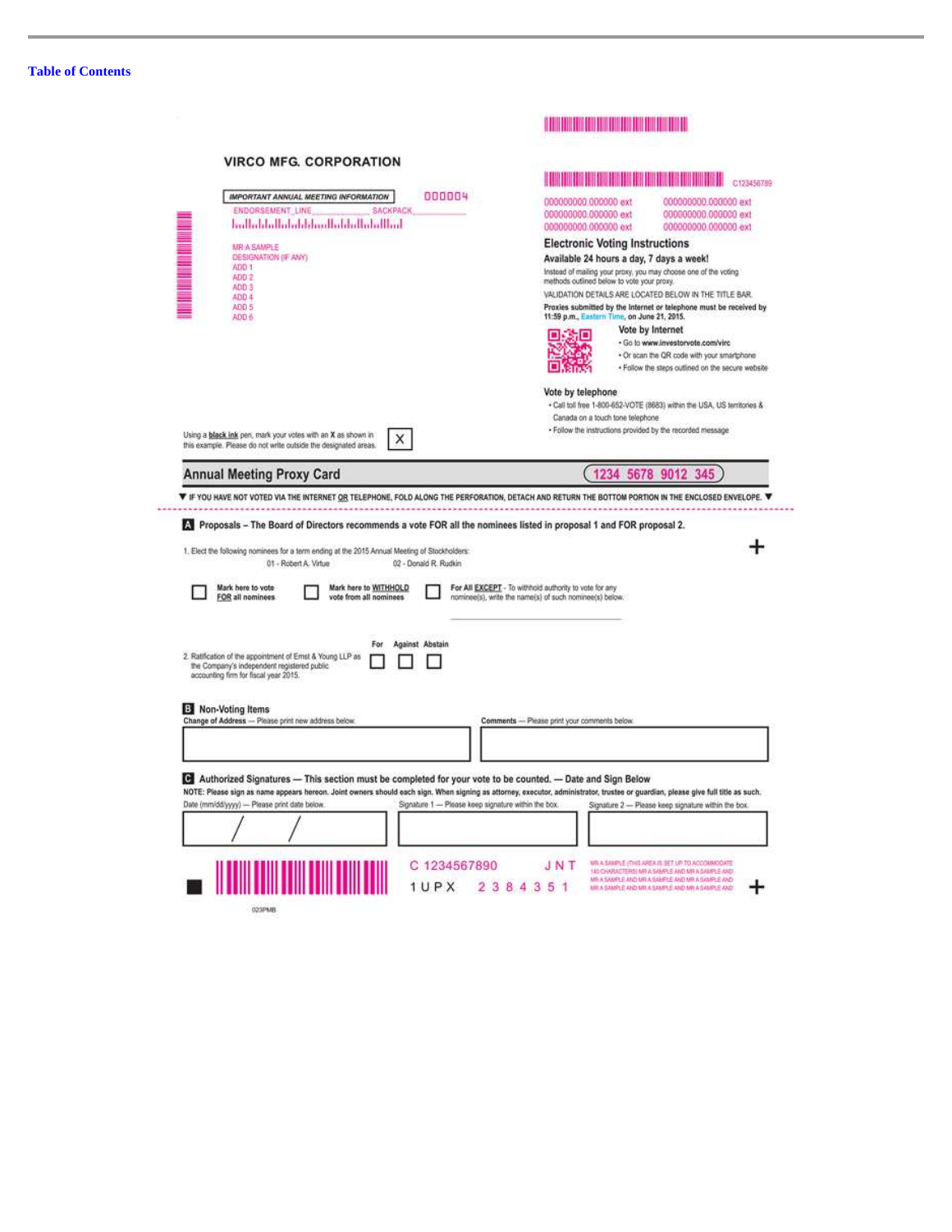Table of Contents

**VIRCO MFG. CORPORATION**

IMPORTANT ANNUAL MEETING INFORMATION 000004

ENDORSEMENT_LINE\_\_\_\_\_\_\_\_\_\_\_\_ SACKPACK\_\_\_\_\_\_\_\_\_\_\_\_

MR A SAMPLE
DESIGNATION (IF ANY)
ADD 1
ADD 2
ADD 3
ADD 4
ADD 5
ADD 6

C123456789

000000000.000000 ext 000000000.000000 ext
000000000.000000 ext 000000000.000000 ext
000000000.000000 ext 000000000.000000 ext

**Electronic Voting Instructions**

**Available 24 hours a day, 7 days a week!**

Instead of mailing your proxy, you may choose one of the voting methods outlined below to vote your proxy.

VALIDATION DETAILS ARE LOCATED BELOW IN THE TITLE BAR.

**Proxies submitted by the Internet or telephone must be received by 11:59 p.m., Eastern Time, on June 21, 2015.**

**Vote by Internet**

- Go to **www.investorvote.com/virc**
- Or scan the QR code with your smartphone
- Follow the steps outlined on the secure website

**Vote by telephone**

- Call toll free 1-800-652-VOTE (8683) within the USA, US territories & Canada on a touch tone telephone
- Follow the instructions provided by the recorded message

Using a **black ink** pen, mark your votes with an **X** as shown in this example. Please do not write outside the designated areas. X

## Annual Meeting Proxy Card 1234 5678 9012 345

▼ IF YOU HAVE NOT VOTED VIA THE INTERNET OR TELEPHONE, FOLD ALONG THE PERFORATION, DETACH AND RETURN THE BOTTOM PORTION IN THE ENCLOSED ENVELOPE. ▼

**A Proposals – The Board of Directors recommends a vote FOR all the nominees listed in proposal 1 and FOR proposal 2.**

1. Elect the following nominees for a term ending at the 2015 Annual Meeting of Stockholders:

01 - Robert A. Virtue 02 - Donald R. Rudkin

☐ Mark here to vote FOR all nominees ☐ Mark here to WITHHOLD vote from all nominees ☐ For All EXCEPT - To withhold authority to vote for any nominee(s), write the name(s) of such nominee(s) below.

| | For | Against | Abstain |
|---|---|---|---|
| 2. Ratification of the appointment of Ernst & Young LLP as the Company's independent registered public accounting firm for fiscal year 2015. | ☐ | ☐ | ☐ |

**B Non-Voting Items**

**Change of Address** — Please print new address below. **Comments** — Please print your comments below.

**C Authorized Signatures — This section must be completed for your vote to be counted. — Date and Sign Below**

**NOTE: Please sign as name appears hereon. Joint owners should each sign. When signing as attorney, executor, administrator, trustee or guardian, please give full title as such.**

| Date (mm/dd/yyyy) — Please print date below. | Signature 1 — Please keep signature within the box. | Signature 2 — Please keep signature within the box. |
|---|---|---|
| / / | | |

C 1234567890 JNT
1UPX 2384351

MR A SAMPLE (THIS AREA IS SET UP TO ACCOMMODATE 140 CHARACTERS) MR A SAMPLE AND MR A SAMPLE AND MR A SAMPLE AND MR A SAMPLE AND MR A SAMPLE AND MR A SAMPLE AND MR A SAMPLE AND MR A SAMPLE AND

023PMB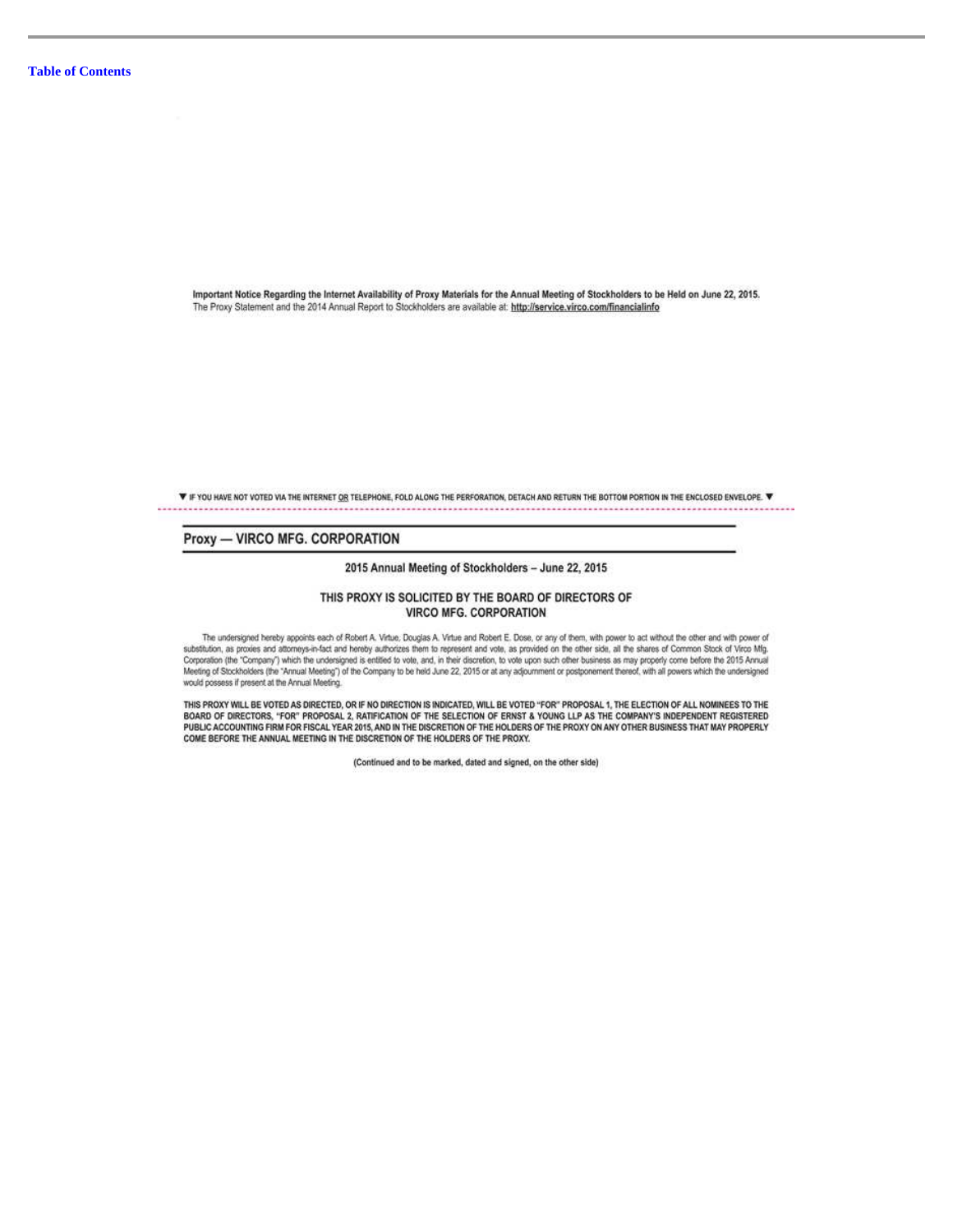**Important Notice Regarding the Internet Availability of Proxy Materials for the Annual Meeting of Stockholders to be Held on June 22, 2015.**
The Proxy Statement and the 2014 Annual Report to Stockholders are available at: **http://service.virco.com/financialinfo**

▼ IF YOU HAVE NOT VOTED VIA THE INTERNET OR TELEPHONE, FOLD ALONG THE PERFORATION, DETACH AND RETURN THE BOTTOM PORTION IN THE ENCLOSED ENVELOPE. ▼

## Proxy — VIRCO MFG. CORPORATION

**2015 Annual Meeting of Stockholders – June 22, 2015**

**THIS PROXY IS SOLICITED BY THE BOARD OF DIRECTORS OF VIRCO MFG. CORPORATION**

The undersigned hereby appoints each of Robert A. Virtue, Douglas A. Virtue and Robert E. Dose, or any of them, with power to act without the other and with power of substitution, as proxies and attorneys-in-fact and hereby authorizes them to represent and vote, as provided on the other side, all the shares of Common Stock of Virco Mfg. Corporation (the "Company") which the undersigned is entitled to vote, and, in their discretion, to vote upon such other business as may properly come before the 2015 Annual Meeting of Stockholders (the "Annual Meeting") of the Company to be held June 22, 2015 or at any adjournment or postponement thereof, with all powers which the undersigned would possess if present at the Annual Meeting.

**THIS PROXY WILL BE VOTED AS DIRECTED, OR IF NO DIRECTION IS INDICATED, WILL BE VOTED "FOR" PROPOSAL 1, THE ELECTION OF ALL NOMINEES TO THE BOARD OF DIRECTORS, "FOR" PROPOSAL 2, RATIFICATION OF THE SELECTION OF ERNST & YOUNG LLP AS THE COMPANY'S INDEPENDENT REGISTERED PUBLIC ACCOUNTING FIRM FOR FISCAL YEAR 2015, AND IN THE DISCRETION OF THE HOLDERS OF THE PROXY ON ANY OTHER BUSINESS THAT MAY PROPERLY COME BEFORE THE ANNUAL MEETING IN THE DISCRETION OF THE HOLDERS OF THE PROXY.**

**(Continued and to be marked, dated and signed, on the other side)**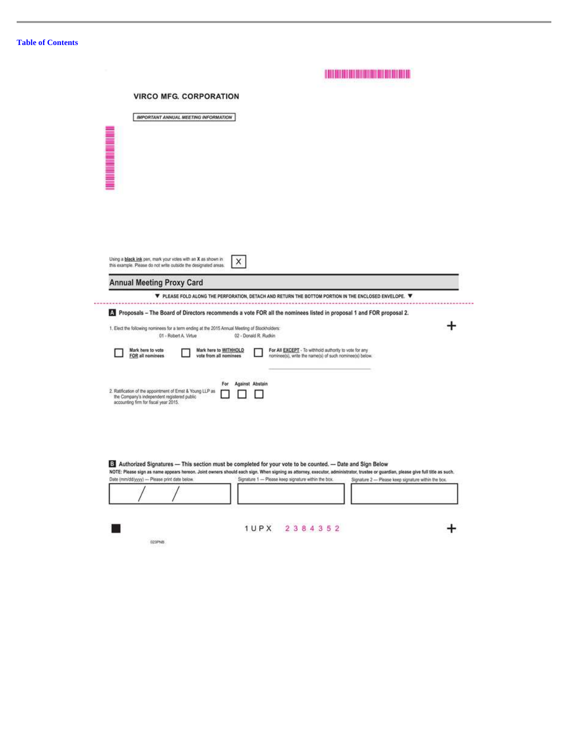Table of Contents

**VIRCO MFG. CORPORATION**

*IMPORTANT ANNUAL MEETING INFORMATION*

Using a **black ink** pen, mark your votes with an **X** as shown in this example. Please do not write outside the designated areas. ☒

## Annual Meeting Proxy Card

▼ PLEASE FOLD ALONG THE PERFORATION, DETACH AND RETURN THE BOTTOM PORTION IN THE ENCLOSED ENVELOPE. ▼

**A Proposals – The Board of Directors recommends a vote FOR all the nominees listed in proposal 1 and FOR proposal 2.**

1. Elect the following nominees for a term ending at the 2015 Annual Meeting of Stockholders:

01 - Robert A. Virtue    02 - Donald R. Rudkin

☐ **Mark here to vote FOR all nominees**    ☐ **Mark here to WITHHOLD vote from all nominees**    ☐ **For All EXCEPT** - To withhold authority to vote for any nominee(s), write the name(s) of such nominee(s) below.

______________________________

| | For | Against | Abstain |
|---|---|---|---|
| 2. Ratification of the appointment of Ernst & Young LLP as the Company's independent registered public accounting firm for fiscal year 2015. | ☐ | ☐ | ☐ |

**B Authorized Signatures — This section must be completed for your vote to be counted. — Date and Sign Below**

**NOTE: Please sign as name appears hereon. Joint owners should each sign. When signing as attorney, executor, administrator, trustee or guardian, please give full title as such.**

| Date (mm/dd/yyyy) — Please print date below. | Signature 1 — Please keep signature within the box. | Signature 2 — Please keep signature within the box. |
|---|---|---|
| / / | | |

1 U P X 2 3 8 4 3 5 2

023PNB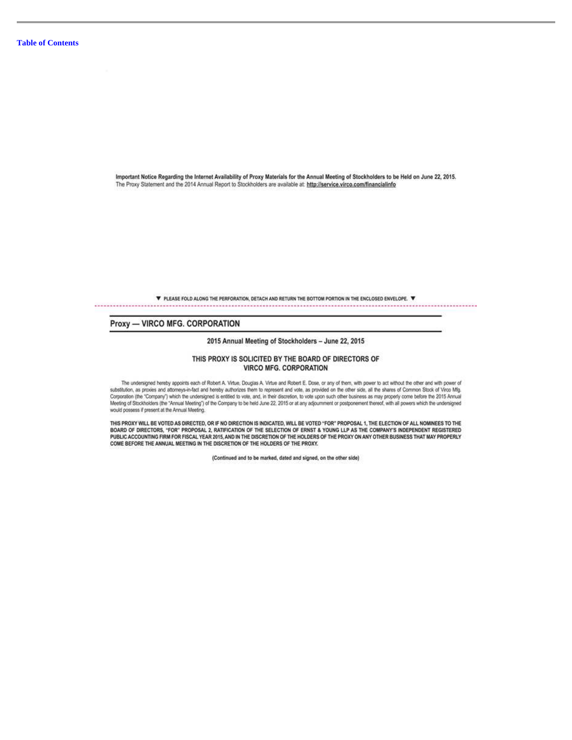Important Notice Regarding the Internet Availability of Proxy Materials for the Annual Meeting of Stockholders to be Held on June 22, 2015.
The Proxy Statement and the 2014 Annual Report to Stockholders are available at: **http://service.virco.com/financialinfo**

▼ PLEASE FOLD ALONG THE PERFORATION, DETACH AND RETURN THE BOTTOM PORTION IN THE ENCLOSED ENVELOPE. ▼

## Proxy — VIRCO MFG. CORPORATION

**2015 Annual Meeting of Stockholders – June 22, 2015**

**THIS PROXY IS SOLICITED BY THE BOARD OF DIRECTORS OF VIRCO MFG. CORPORATION**

The undersigned hereby appoints each of Robert A. Virtue, Douglas A. Virtue and Robert E. Dose, or any of them, with power to act without the other and with power of substitution, as proxies and attorneys-in-fact and hereby authorizes them to represent and vote, as provided on the other side, all the shares of Common Stock of Virco Mfg. Corporation (the "Company") which the undersigned is entitled to vote, and, in their discretion, to vote upon such other business as may properly come before the 2015 Annual Meeting of Stockholders (the "Annual Meeting") of the Company to be held June 22, 2015 or at any adjournment or postponement thereof, with all powers which the undersigned would possess if present at the Annual Meeting.

**THIS PROXY WILL BE VOTED AS DIRECTED, OR IF NO DIRECTION IS INDICATED, WILL BE VOTED "FOR" PROPOSAL 1, THE ELECTION OF ALL NOMINEES TO THE BOARD OF DIRECTORS, "FOR" PROPOSAL 2, RATIFICATION OF THE SELECTION OF ERNST & YOUNG LLP AS THE COMPANY'S INDEPENDENT REGISTERED PUBLIC ACCOUNTING FIRM FOR FISCAL YEAR 2015, AND IN THE DISCRETION OF THE HOLDERS OF THE PROXY ON ANY OTHER BUSINESS THAT MAY PROPERLY COME BEFORE THE ANNUAL MEETING IN THE DISCRETION OF THE HOLDERS OF THE PROXY.**

(Continued and to be marked, dated and signed, on the other side)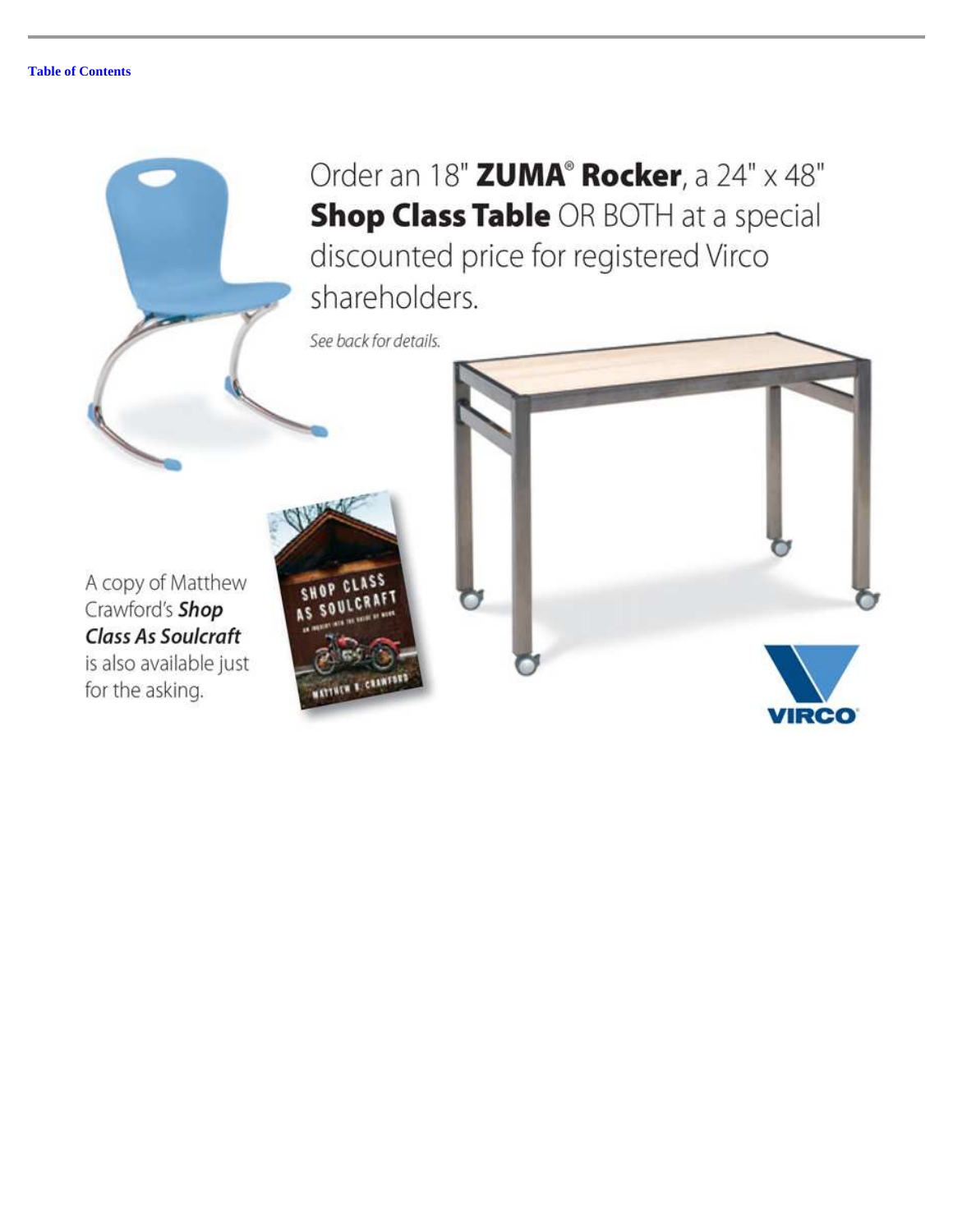[Table of Contents](#)

Order an 18" **ZUMA® Rocker**, a 24" x 48" **Shop Class Table** OR BOTH at a special discounted price for registered Virco shareholders.

*See back for details.*

A copy of Matthew Crawford's ***Shop Class As Soulcraft*** is also available just for the asking.

VIRCO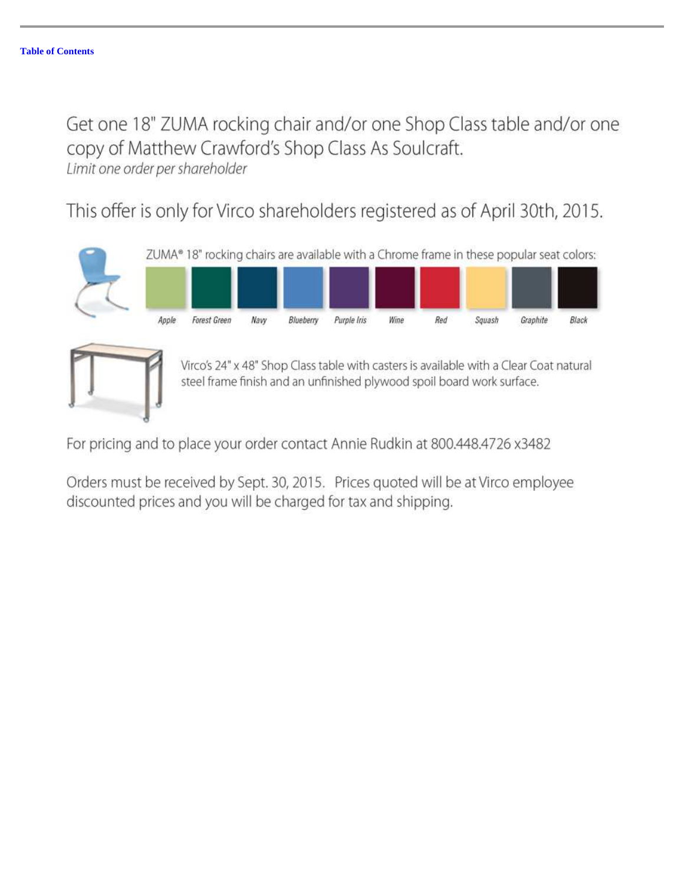[Table of Contents]

Get one 18" ZUMA rocking chair and/or one Shop Class table and/or one copy of Matthew Crawford's Shop Class As Soulcraft.

*Limit one order per shareholder*

This offer is only for Virco shareholders registered as of April 30th, 2015.

ZUMA® 18" rocking chairs are available with a Chrome frame in these popular seat colors:

*Apple* *Forest Green* *Navy* *Blueberry* *Purple Iris* *Wine* *Red* *Squash* *Graphite* *Black*

Virco's 24" x 48" Shop Class table with casters is available with a Clear Coat natural steel frame finish and an unfinished plywood spoil board work surface.

For pricing and to place your order contact Annie Rudkin at 800.448.4726 x3482

Orders must be received by Sept. 30, 2015. Prices quoted will be at Virco employee discounted prices and you will be charged for tax and shipping.